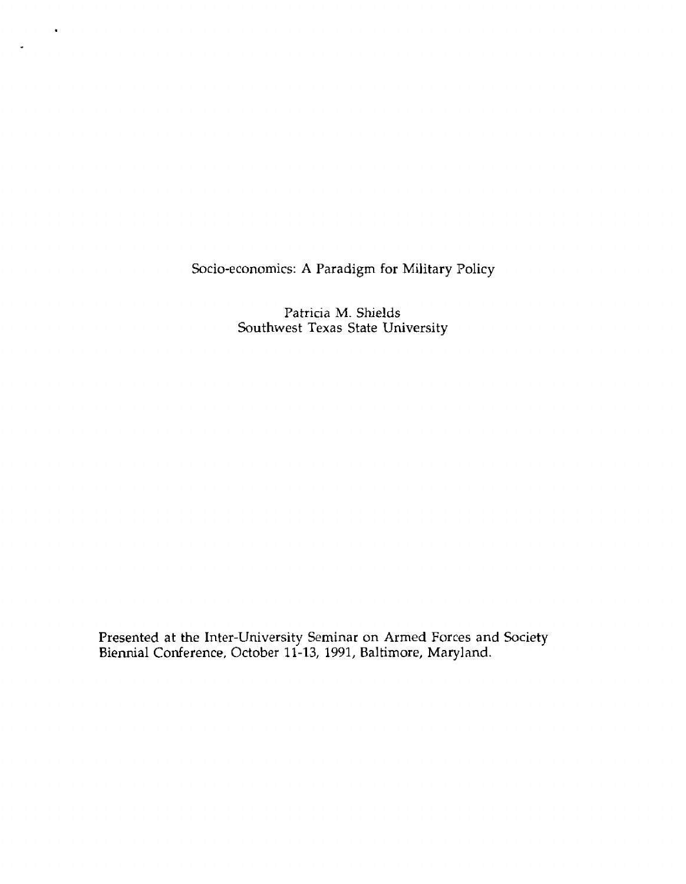# Socio-economics: A Paradigm for Military Policy

Patricia M. Shields
Southwest Texas State University

Presented at the Inter-University Seminar on Armed Forces and Society Biennial Conference, October 11-13, 1991, Baltimore, Maryland.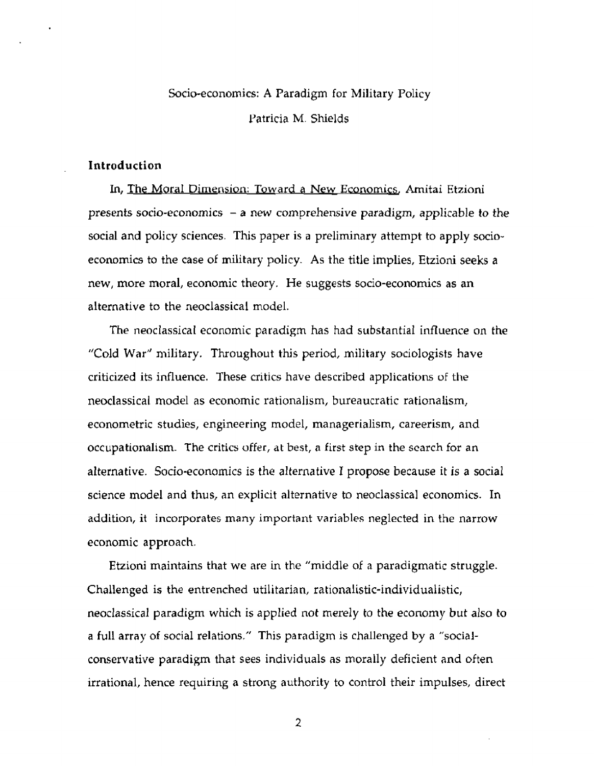Socio-economics: A Paradigm for Military Policy

Patricia M. Shields

## Introduction

In, The Moral Dimension: Toward a New Economics, Amitai Etzioni presents socio-economics – a new comprehensive paradigm, applicable to the social and policy sciences. This paper is a preliminary attempt to apply socio-economics to the case of military policy. As the title implies, Etzioni seeks a new, more moral, economic theory. He suggests socio-economics as an alternative to the neoclassical model.

The neoclassical economic paradigm has had substantial influence on the "Cold War" military. Throughout this period, military sociologists have criticized its influence. These critics have described applications of the neoclassical model as economic rationalism, bureaucratic rationalism, econometric studies, engineering model, managerialism, careerism, and occupationalism. The critics offer, at best, a first step in the search for an alternative. Socio-economics is the alternative I propose because it is a social science model and thus, an explicit alternative to neoclassical economics. In addition, it incorporates many important variables neglected in the narrow economic approach.

Etzioni maintains that we are in the "middle of a paradigmatic struggle. Challenged is the entrenched utilitarian, rationalistic-individualistic, neoclassical paradigm which is applied not merely to the economy but also to a full array of social relations." This paradigm is challenged by a "social-conservative paradigm that sees individuals as morally deficient and often irrational, hence requiring a strong authority to control their impulses, direct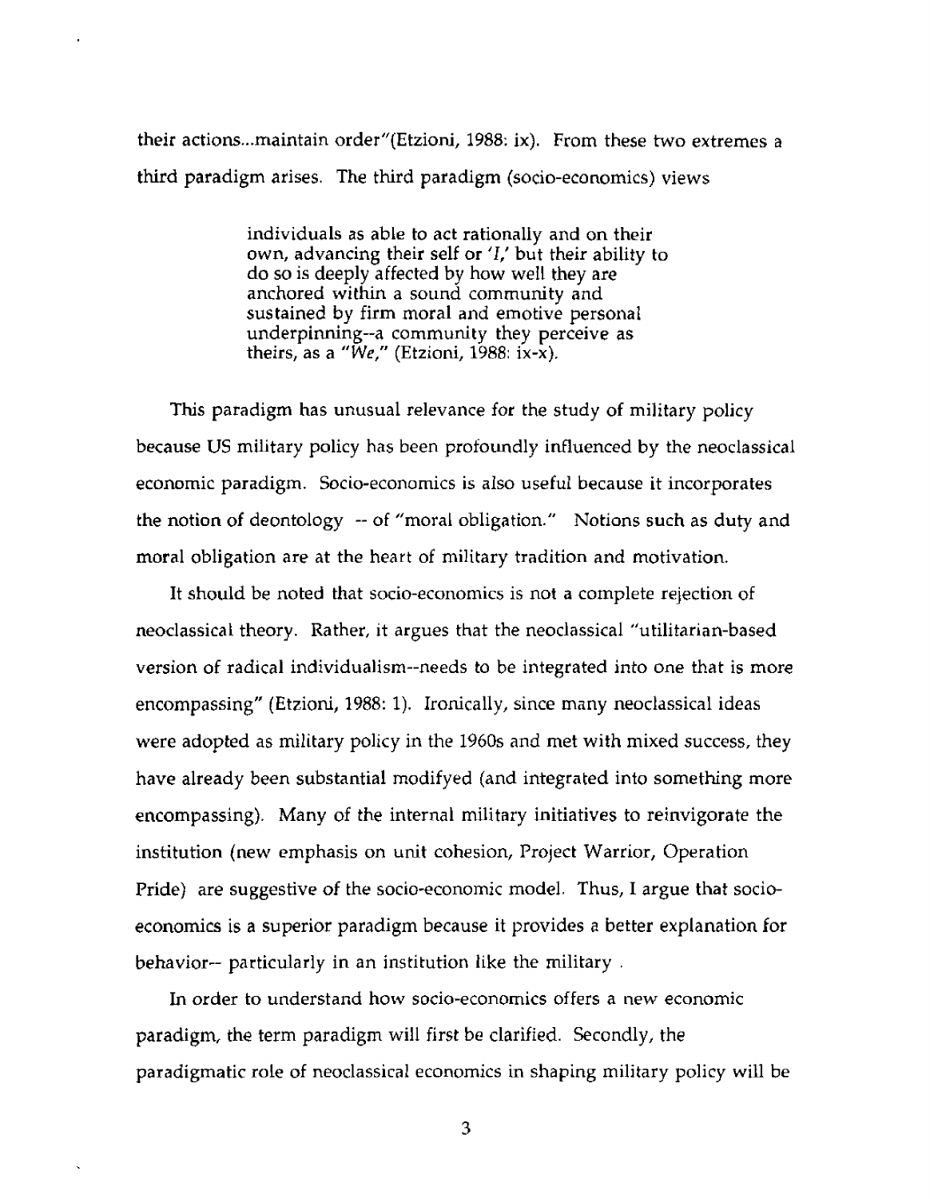their actions...maintain order"(Etzioni, 1988: ix). From these two extremes a third paradigm arises. The third paradigm (socio-economics) views

> individuals as able to act rationally and on their own, advancing their self or '*I*,' but their ability to do so is deeply affected by how well they are anchored within a sound community and sustained by firm moral and emotive personal underpinning--a community they perceive as theirs, as a "*We*," (Etzioni, 1988: ix-x).

This paradigm has unusual relevance for the study of military policy because US military policy has been profoundly influenced by the neoclassical economic paradigm. Socio-economics is also useful because it incorporates the notion of deontology -- of "moral obligation." Notions such as duty and moral obligation are at the heart of military tradition and motivation.

It should be noted that socio-economics is not a complete rejection of neoclassical theory. Rather, it argues that the neoclassical "utilitarian-based version of radical individualism--needs to be integrated into one that is more encompassing" (Etzioni, 1988: 1). Ironically, since many neoclassical ideas were adopted as military policy in the 1960s and met with mixed success, they have already been substantial modifyed (and integrated into something more encompassing). Many of the internal military initiatives to reinvigorate the institution (new emphasis on unit cohesion, Project Warrior, Operation Pride) are suggestive of the socio-economic model. Thus, I argue that socio-economics is a superior paradigm because it provides a better explanation for behavior-- particularly in an institution like the military .

In order to understand how socio-economics offers a new economic paradigm, the term paradigm will first be clarified. Secondly, the paradigmatic role of neoclassical economics in shaping military policy will be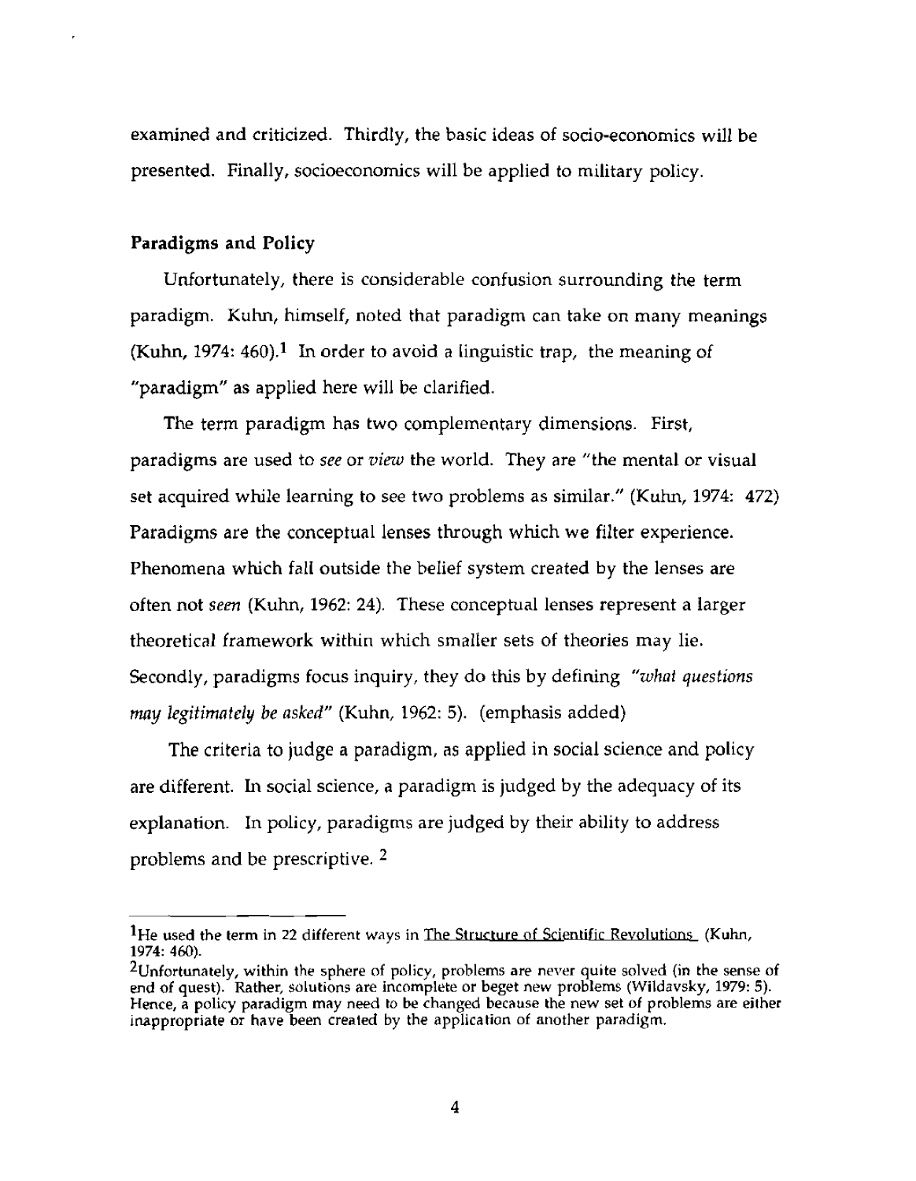examined and criticized. Thirdly, the basic ideas of socio-economics will be presented. Finally, socioeconomics will be applied to military policy.

## Paradigms and Policy

Unfortunately, there is considerable confusion surrounding the term paradigm. Kuhn, himself, noted that paradigm can take on many meanings (Kuhn, 1974: 460).[1] In order to avoid a linguistic trap, the meaning of "paradigm" as applied here will be clarified.

The term paradigm has two complementary dimensions. First, paradigms are used to *see* or *view* the world. They are "the mental or visual set acquired while learning to see two problems as similar." (Kuhn, 1974: 472) Paradigms are the conceptual lenses through which we filter experience. Phenomena which fall outside the belief system created by the lenses are often not *seen* (Kuhn, 1962: 24). These conceptual lenses represent a larger theoretical framework within which smaller sets of theories may lie. Secondly, paradigms focus inquiry, they do this by defining *"what questions may legitimately be asked"* (Kuhn, 1962: 5). (emphasis added)

The criteria to judge a paradigm, as applied in social science and policy are different. In social science, a paradigm is judged by the adequacy of its explanation. In policy, paradigms are judged by their ability to address problems and be prescriptive. [2]

---

[1]He used the term in 22 different ways in The Structure of Scientific Revolutions (Kuhn, 1974: 460).

[2]Unfortunately, within the sphere of policy, problems are never quite solved (in the sense of end of quest). Rather, solutions are incomplete or beget new problems (Wildavsky, 1979: 5). Hence, a policy paradigm may need to be changed because the new set of problems are either inappropriate or have been created by the application of another paradigm.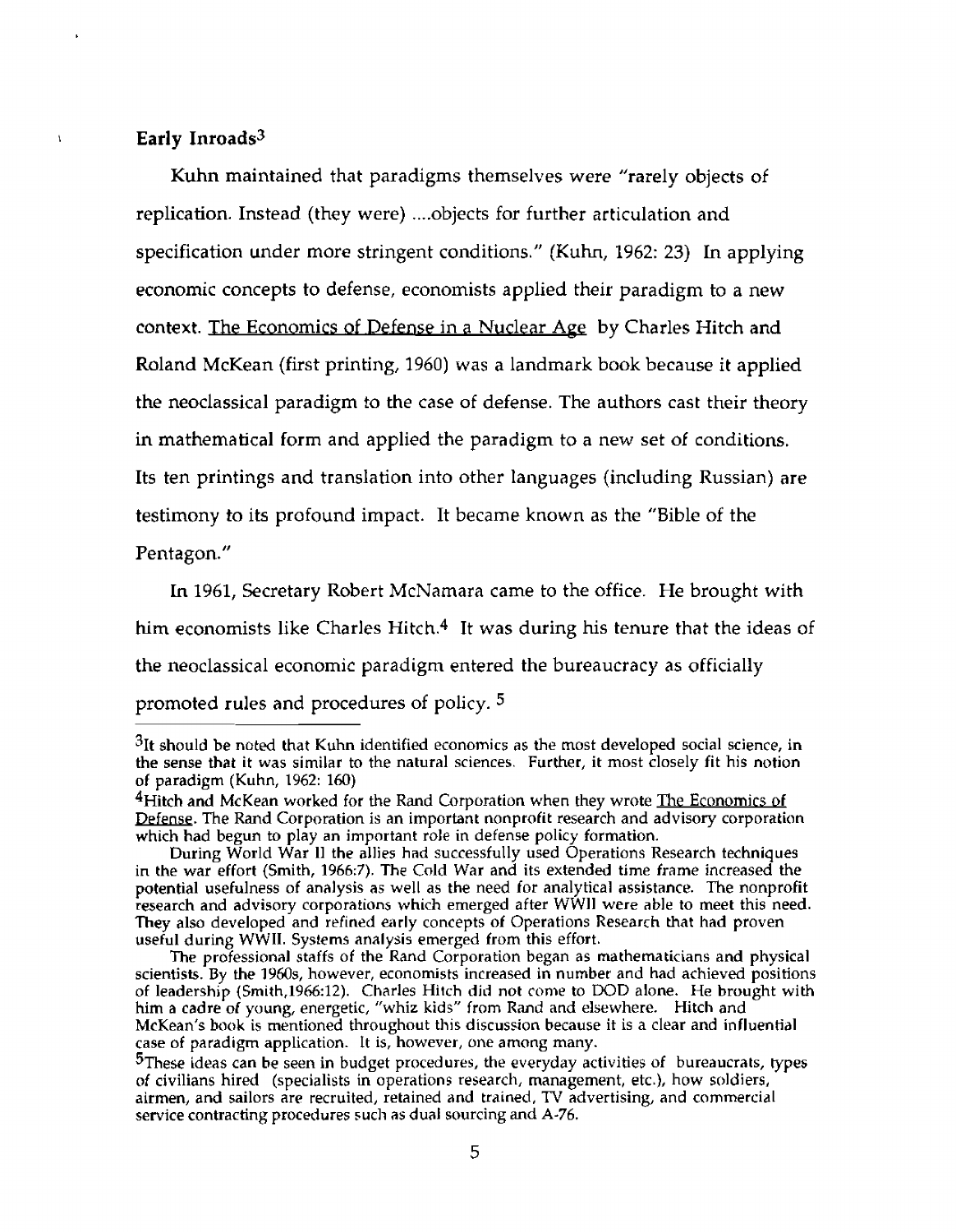## Early Inroads[3]

Kuhn maintained that paradigms themselves were "rarely objects of replication. Instead (they were) ....objects for further articulation and specification under more stringent conditions." (Kuhn, 1962: 23) In applying economic concepts to defense, economists applied their paradigm to a new context. The Economics of Defense in a Nuclear Age by Charles Hitch and Roland McKean (first printing, 1960) was a landmark book because it applied the neoclassical paradigm to the case of defense. The authors cast their theory in mathematical form and applied the paradigm to a new set of conditions. Its ten printings and translation into other languages (including Russian) are testimony to its profound impact. It became known as the "Bible of the Pentagon."

In 1961, Secretary Robert McNamara came to the office. He brought with him economists like Charles Hitch.[4] It was during his tenure that the ideas of the neoclassical economic paradigm entered the bureaucracy as officially promoted rules and procedures of policy. [5]

---

[3]It should be noted that Kuhn identified economics as the most developed social science, in the sense that it was similar to the natural sciences. Further, it most closely fit his notion of paradigm (Kuhn, 1962: 160)

[4]Hitch and McKean worked for the Rand Corporation when they wrote The Economics of Defense. The Rand Corporation is an important nonprofit research and advisory corporation which had begun to play an important role in defense policy formation.

During World War II the allies had successfully used Operations Research techniques in the war effort (Smith, 1966:7). The Cold War and its extended time frame increased the potential usefulness of analysis as well as the need for analytical assistance. The nonprofit research and advisory corporations which emerged after WWII were able to meet this need. They also developed and refined early concepts of Operations Research that had proven useful during WWII. Systems analysis emerged from this effort.

The professional staffs of the Rand Corporation began as mathematicians and physical scientists. By the 1960s, however, economists increased in number and had achieved positions of leadership (Smith,1966:12). Charles Hitch did not come to DOD alone. He brought with him a cadre of young, energetic, "whiz kids" from Rand and elsewhere. Hitch and McKean's book is mentioned throughout this discussion because it is a clear and influential case of paradigm application. It is, however, one among many.

[5]These ideas can be seen in budget procedures, the everyday activities of bureaucrats, types of civilians hired (specialists in operations research, management, etc.), how soldiers, airmen, and sailors are recruited, retained and trained, TV advertising, and commercial service contracting procedures such as dual sourcing and A-76.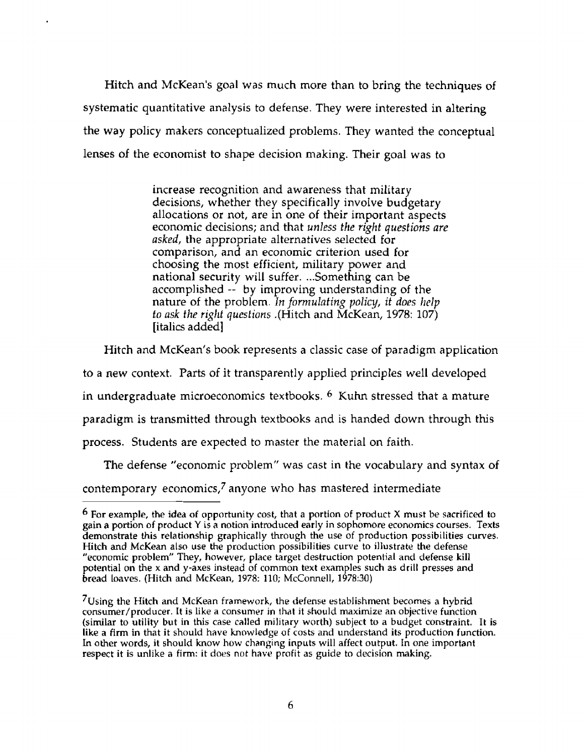Hitch and McKean's goal was much more than to bring the techniques of systematic quantitative analysis to defense. They were interested in altering the way policy makers conceptualized problems. They wanted the conceptual lenses of the economist to shape decision making. Their goal was to

> increase recognition and awareness that military decisions, whether they specifically involve budgetary allocations or not, are in one of their important aspects economic decisions; and that *unless the right questions are asked*, the appropriate alternatives selected for comparison, and an economic criterion used for choosing the most efficient, military power and national security will suffer. ...Something can be accomplished -- by improving understanding of the nature of the problem. *In formulating policy, it does help to ask the right questions* .(Hitch and McKean, 1978: 107) [italics added]

Hitch and McKean's book represents a classic case of paradigm application to a new context. Parts of it transparently applied principles well developed in undergraduate microeconomics textbooks. [6] Kuhn stressed that a mature paradigm is transmitted through textbooks and is handed down through this process. Students are expected to master the material on faith.

The defense "economic problem" was cast in the vocabulary and syntax of contemporary economics,[7] anyone who has mastered intermediate

---

[6] For example, the idea of opportunity cost, that a portion of product X must be sacrificed to gain a portion of product Y is a notion introduced early in sophomore economics courses. Texts demonstrate this relationship graphically through the use of production possibilities curves. Hitch and McKean also use the production possibilities curve to illustrate the defense "economic problem" They, however, place target destruction potential and defense kill potential on the x and y-axes instead of common text examples such as drill presses and bread loaves. (Hitch and McKean, 1978: 110; McConnell, 1978:30)

[7] Using the Hitch and McKean framework, the defense establishment becomes a hybrid consumer/producer. It is like a consumer in that it should maximize an objective function (similar to utility but in this case called military worth) subject to a budget constraint. It is like a firm in that it should have knowledge of costs and understand its production function. In other words, it should know how changing inputs will affect output. In one important respect it is unlike a firm: it does not have profit as guide to decision making.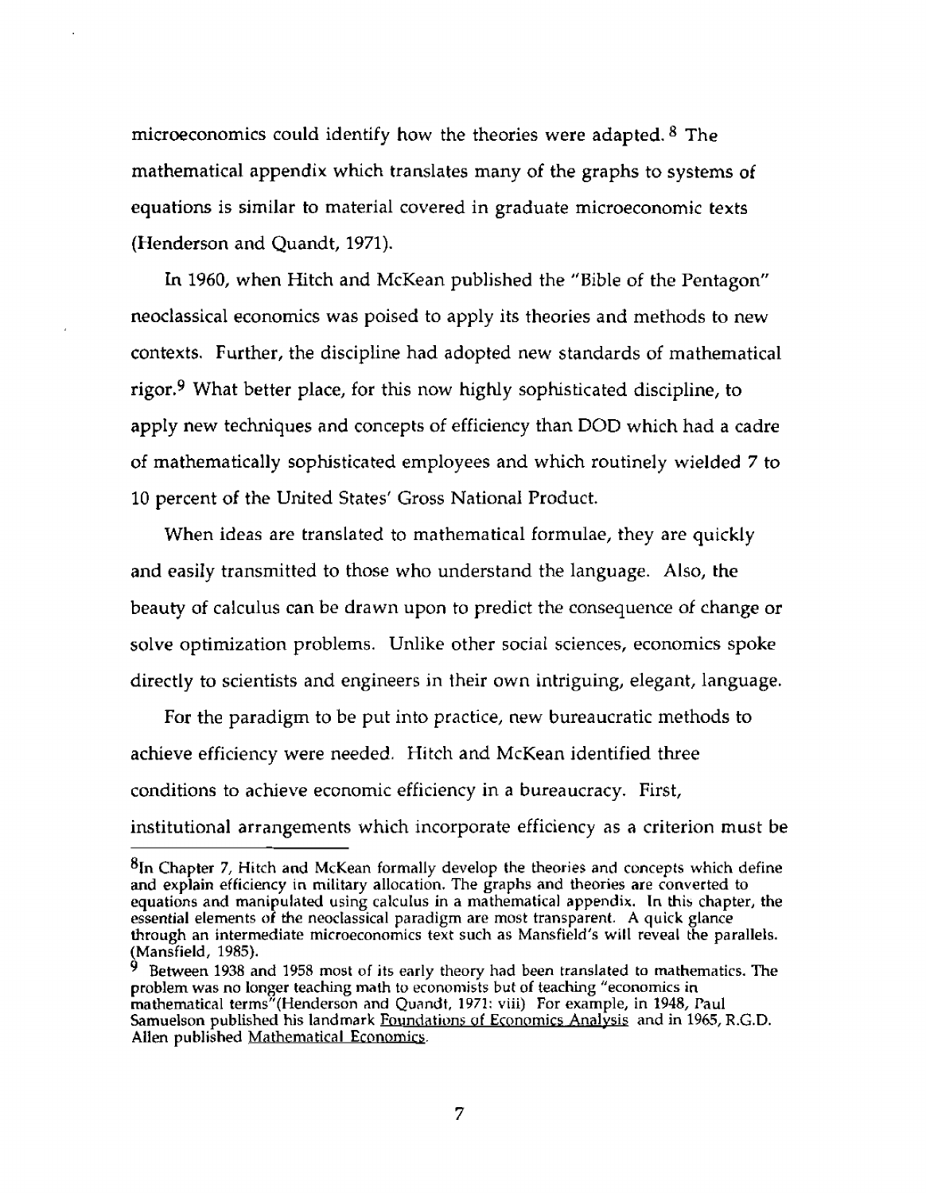microeconomics could identify how the theories were adapted.[8] The mathematical appendix which translates many of the graphs to systems of equations is similar to material covered in graduate microeconomic texts (Henderson and Quandt, 1971).

In 1960, when Hitch and McKean published the "Bible of the Pentagon" neoclassical economics was poised to apply its theories and methods to new contexts. Further, the discipline had adopted new standards of mathematical rigor.[9] What better place, for this now highly sophisticated discipline, to apply new techniques and concepts of efficiency than DOD which had a cadre of mathematically sophisticated employees and which routinely wielded 7 to 10 percent of the United States' Gross National Product.

When ideas are translated to mathematical formulae, they are quickly and easily transmitted to those who understand the language. Also, the beauty of calculus can be drawn upon to predict the consequence of change or solve optimization problems. Unlike other social sciences, economics spoke directly to scientists and engineers in their own intriguing, elegant, language.

For the paradigm to be put into practice, new bureaucratic methods to achieve efficiency were needed. Hitch and McKean identified three conditions to achieve economic efficiency in a bureaucracy. First, institutional arrangements which incorporate efficiency as a criterion must be

---

[8] In Chapter 7, Hitch and McKean formally develop the theories and concepts which define and explain efficiency in military allocation. The graphs and theories are converted to equations and manipulated using calculus in a mathematical appendix. In this chapter, the essential elements of the neoclassical paradigm are most transparent. A quick glance through an intermediate microeconomics text such as Mansfield's will reveal the parallels. (Mansfield, 1985).

[9] Between 1938 and 1958 most of its early theory had been translated to mathematics. The problem was no longer teaching math to economists but of teaching "economics in mathematical terms"(Henderson and Quandt, 1971: viii) For example, in 1948, Paul Samuelson published his landmark Foundations of Economics Analysis and in 1965, R.G.D. Allen published Mathematical Economics.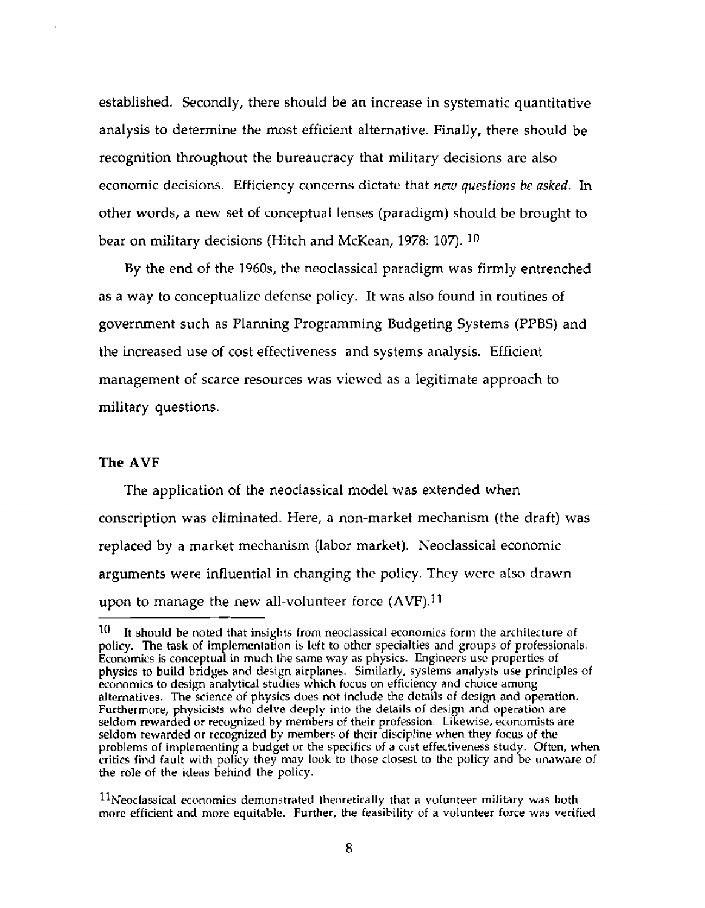established. Secondly, there should be an increase in systematic quantitative analysis to determine the most efficient alternative. Finally, there should be recognition throughout the bureaucracy that military decisions are also economic decisions. Efficiency concerns dictate that *new questions be asked*. In other words, a new set of conceptual lenses (paradigm) should be brought to bear on military decisions (Hitch and McKean, 1978: 107). [10]

By the end of the 1960s, the neoclassical paradigm was firmly entrenched as a way to conceptualize defense policy. It was also found in routines of government such as Planning Programming Budgeting Systems (PPBS) and the increased use of cost effectiveness and systems analysis. Efficient management of scarce resources was viewed as a legitimate approach to military questions.

### The AVF

The application of the neoclassical model was extended when conscription was eliminated. Here, a non-market mechanism (the draft) was replaced by a market mechanism (labor market). Neoclassical economic arguments were influential in changing the policy. They were also drawn upon to manage the new all-volunteer force (AVF).[11]

---

[10] It should be noted that insights from neoclassical economics form the architecture of policy. The task of implementation is left to other specialties and groups of professionals. Economics is conceptual in much the same way as physics. Engineers use properties of physics to build bridges and design airplanes. Similarly, systems analysts use principles of economics to design analytical studies which focus on efficiency and choice among alternatives. The science of physics does not include the details of design and operation. Furthermore, physicists who delve deeply into the details of design and operation are seldom rewarded or recognized by members of their profession. Likewise, economists are seldom rewarded or recognized by members of their discipline when they focus of the problems of implementing a budget or the specifics of a cost effectiveness study. Often, when critics find fault with policy they may look to those closest to the policy and be unaware of the role of the ideas behind the policy.

[11] Neoclassical economics demonstrated theoretically that a volunteer military was both more efficient and more equitable. Further, the feasibility of a volunteer force was verified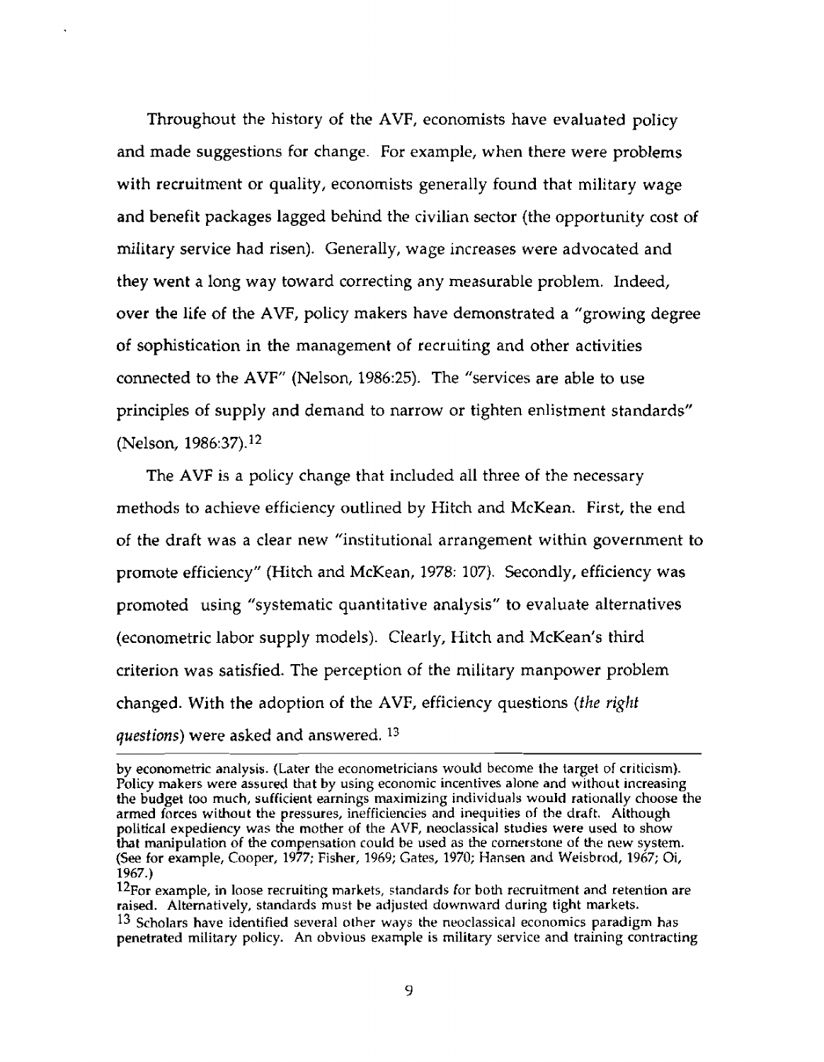Throughout the history of the AVF, economists have evaluated policy and made suggestions for change. For example, when there were problems with recruitment or quality, economists generally found that military wage and benefit packages lagged behind the civilian sector (the opportunity cost of military service had risen). Generally, wage increases were advocated and they went a long way toward correcting any measurable problem. Indeed, over the life of the AVF, policy makers have demonstrated a "growing degree of sophistication in the management of recruiting and other activities connected to the AVF" (Nelson, 1986:25). The "services are able to use principles of supply and demand to narrow or tighten enlistment standards" (Nelson, 1986:37).[12]

The AVF is a policy change that included all three of the necessary methods to achieve efficiency outlined by Hitch and McKean. First, the end of the draft was a clear new "institutional arrangement within government to promote efficiency" (Hitch and McKean, 1978: 107). Secondly, efficiency was promoted using "systematic quantitative analysis" to evaluate alternatives (econometric labor supply models). Clearly, Hitch and McKean's third criterion was satisfied. The perception of the military manpower problem changed. With the adoption of the AVF, efficiency questions (*the right questions*) were asked and answered. [13]

---

by econometric analysis. (Later the econometricians would become the target of criticism). Policy makers were assured that by using economic incentives alone and without increasing the budget too much, sufficient earnings maximizing individuals would rationally choose the armed forces without the pressures, inefficiencies and inequities of the draft. Although political expediency was the mother of the AVF, neoclassical studies were used to show that manipulation of the compensation could be used as the cornerstone of the new system. (See for example, Cooper, 1977; Fisher, 1969; Gates, 1970; Hansen and Weisbrod, 1967; Oi, 1967.)

[12] For example, in loose recruiting markets, standards for both recruitment and retention are raised. Alternatively, standards must be adjusted downward during tight markets.

[13] Scholars have identified several other ways the neoclassical economics paradigm has penetrated military policy. An obvious example is military service and training contracting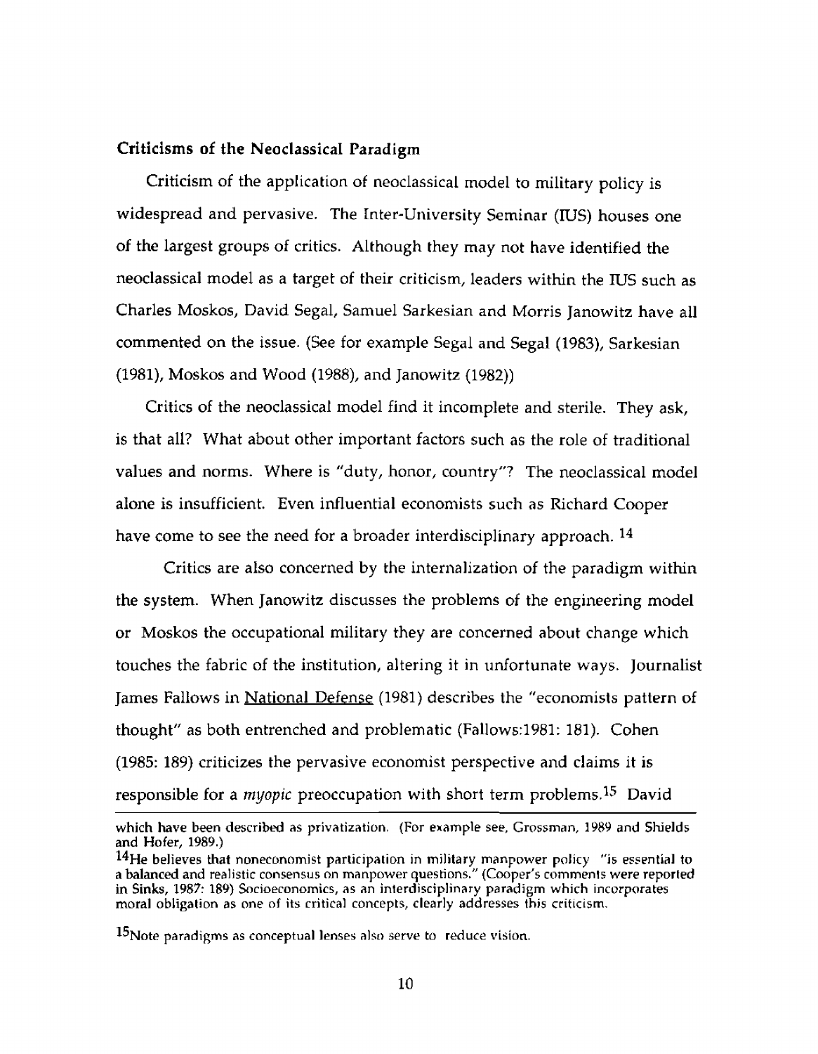### Criticisms of the Neoclassical Paradigm

Criticism of the application of neoclassical model to military policy is widespread and pervasive. The Inter-University Seminar (IUS) houses one of the largest groups of critics. Although they may not have identified the neoclassical model as a target of their criticism, leaders within the IUS such as Charles Moskos, David Segal, Samuel Sarkesian and Morris Janowitz have all commented on the issue. (See for example Segal and Segal (1983), Sarkesian (1981), Moskos and Wood (1988), and Janowitz (1982))

Critics of the neoclassical model find it incomplete and sterile. They ask, is that all? What about other important factors such as the role of traditional values and norms. Where is "duty, honor, country"? The neoclassical model alone is insufficient. Even influential economists such as Richard Cooper have come to see the need for a broader interdisciplinary approach. [14]

Critics are also concerned by the internalization of the paradigm within the system. When Janowitz discusses the problems of the engineering model or Moskos the occupational military they are concerned about change which touches the fabric of the institution, altering it in unfortunate ways. Journalist James Fallows in National Defense (1981) describes the "economists pattern of thought" as both entrenched and problematic (Fallows:1981: 181). Cohen (1985: 189) criticizes the pervasive economist perspective and claims it is responsible for a *myopic* preoccupation with short term problems.[15] David

---

which have been described as privatization. (For example see, Grossman, 1989 and Shields and Hofer, 1989.)

[14] He believes that noneconomist participation in military manpower policy "is essential to a balanced and realistic consensus on manpower questions." (Cooper's comments were reported in Sinks, 1987: 189) Socioeconomics, as an interdisciplinary paradigm which incorporates moral obligation as one of its critical concepts, clearly addresses this criticism.

[15] Note paradigms as conceptual lenses also serve to reduce vision.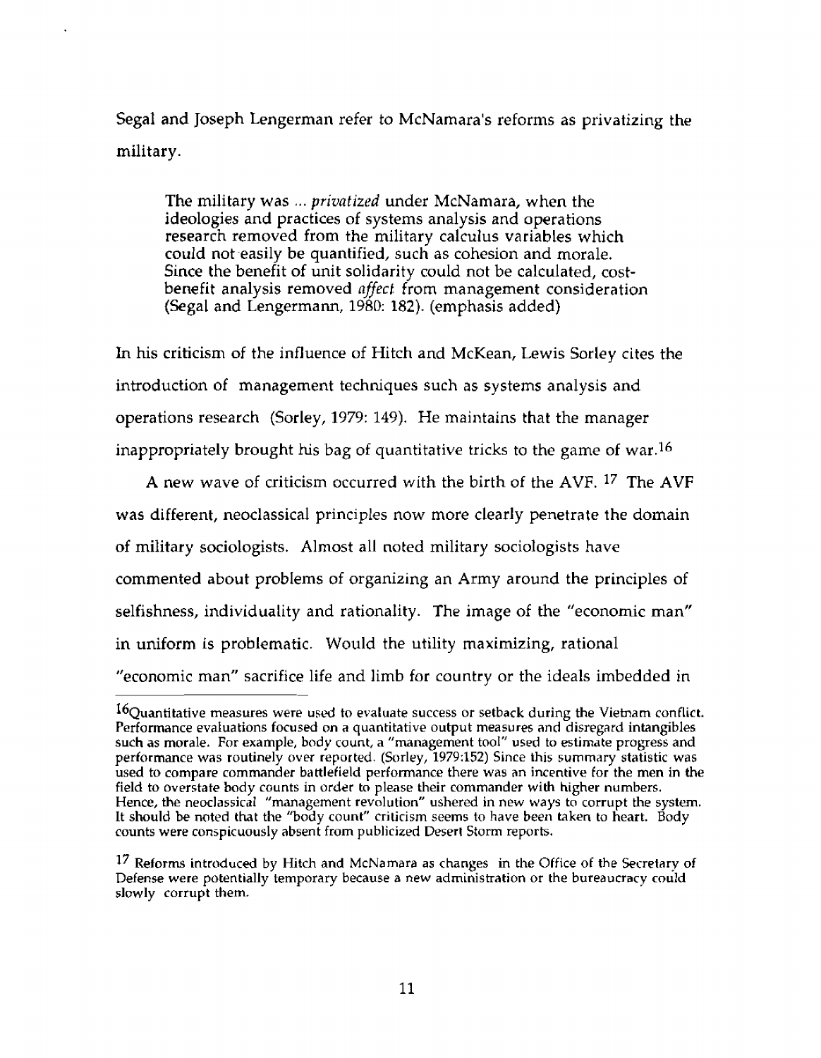Segal and Joseph Lengerman refer to McNamara's reforms as privatizing the military.

> The military was ... *privatized* under McNamara, when the ideologies and practices of systems analysis and operations research removed from the military calculus variables which could not easily be quantified, such as cohesion and morale. Since the benefit of unit solidarity could not be calculated, cost-benefit analysis removed *affect* from management consideration (Segal and Lengermann, 1980: 182). (emphasis added)

In his criticism of the influence of Hitch and McKean, Lewis Sorley cites the introduction of management techniques such as systems analysis and operations research (Sorley, 1979: 149). He maintains that the manager inappropriately brought his bag of quantitative tricks to the game of war.[16]

A new wave of criticism occurred with the birth of the AVF. [17] The AVF was different, neoclassical principles now more clearly penetrate the domain of military sociologists. Almost all noted military sociologists have commented about problems of organizing an Army around the principles of selfishness, individuality and rationality. The image of the "economic man" in uniform is problematic. Would the utility maximizing, rational "economic man" sacrifice life and limb for country or the ideals imbedded in

---

[16]Quantitative measures were used to evaluate success or setback during the Vietnam conflict. Performance evaluations focused on a quantitative output measures and disregard intangibles such as morale. For example, body count, a "management tool" used to estimate progress and performance was routinely over reported. (Sorley, 1979:152) Since this summary statistic was used to compare commander battlefield performance there was an incentive for the men in the field to overstate body counts in order to please their commander with higher numbers. Hence, the neoclassical "management revolution" ushered in new ways to corrupt the system. It should be noted that the "body count" criticism seems to have been taken to heart. Body counts were conspicuously absent from publicized Desert Storm reports.

[17] Reforms introduced by Hitch and McNamara as changes in the Office of the Secretary of Defense were potentially temporary because a new administration or the bureaucracy could slowly corrupt them.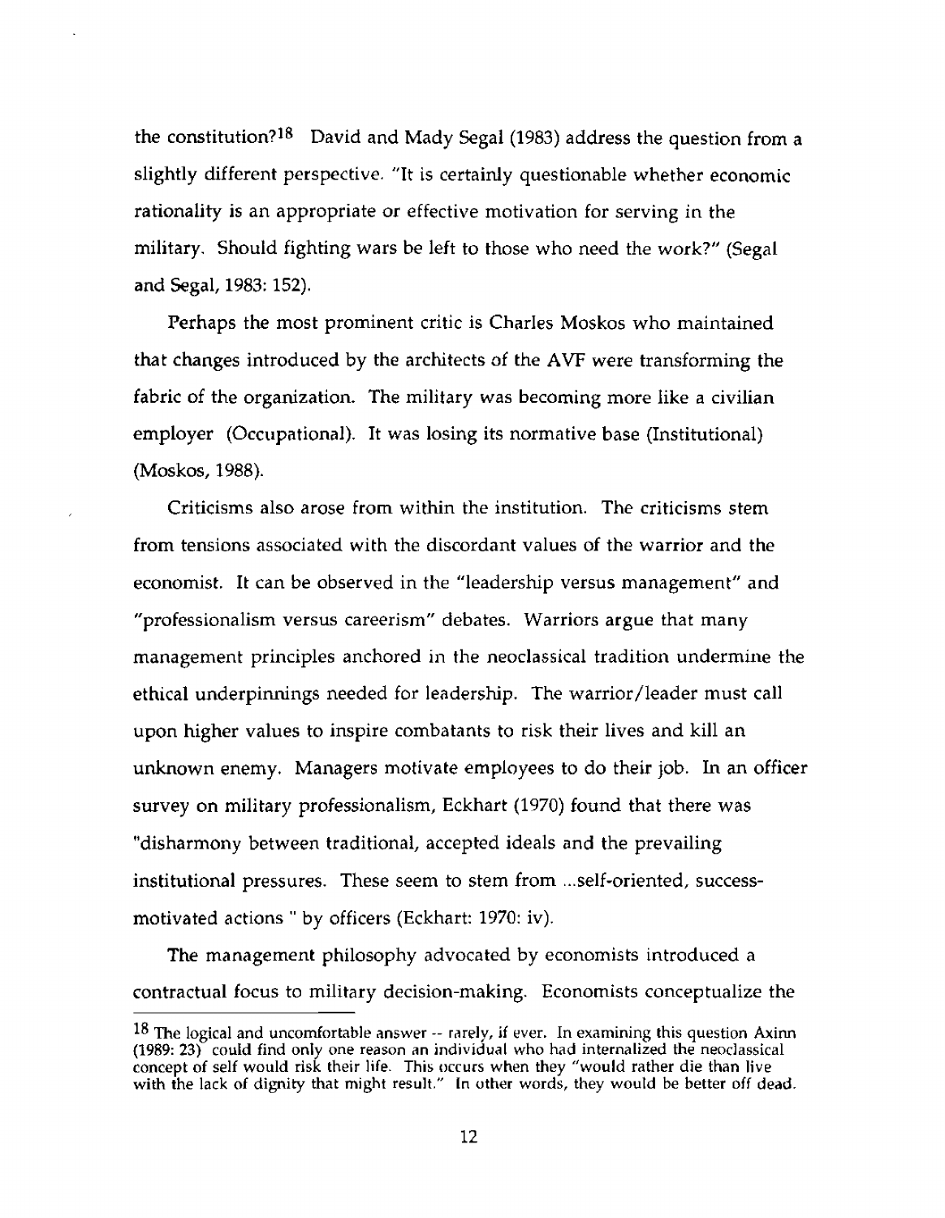the constitution?[18] David and Mady Segal (1983) address the question from a slightly different perspective. "It is certainly questionable whether economic rationality is an appropriate or effective motivation for serving in the military. Should fighting wars be left to those who need the work?" (Segal and Segal, 1983: 152).

Perhaps the most prominent critic is Charles Moskos who maintained that changes introduced by the architects of the AVF were transforming the fabric of the organization. The military was becoming more like a civilian employer (Occupational). It was losing its normative base (Institutional) (Moskos, 1988).

Criticisms also arose from within the institution. The criticisms stem from tensions associated with the discordant values of the warrior and the economist. It can be observed in the "leadership versus management" and "professionalism versus careerism" debates. Warriors argue that many management principles anchored in the neoclassical tradition undermine the ethical underpinnings needed for leadership. The warrior/leader must call upon higher values to inspire combatants to risk their lives and kill an unknown enemy. Managers motivate employees to do their job. In an officer survey on military professionalism, Eckhart (1970) found that there was "disharmony between traditional, accepted ideals and the prevailing institutional pressures. These seem to stem from ...self-oriented, success-motivated actions " by officers (Eckhart: 1970: iv).

The management philosophy advocated by economists introduced a contractual focus to military decision-making. Economists conceptualize the

---

[18] The logical and uncomfortable answer -- rarely, if ever. In examining this question Axinn (1989: 23) could find only one reason an individual who had internalized the neoclassical concept of self would risk their life. This occurs when they "would rather die than live with the lack of dignity that might result." In other words, they would be better off dead.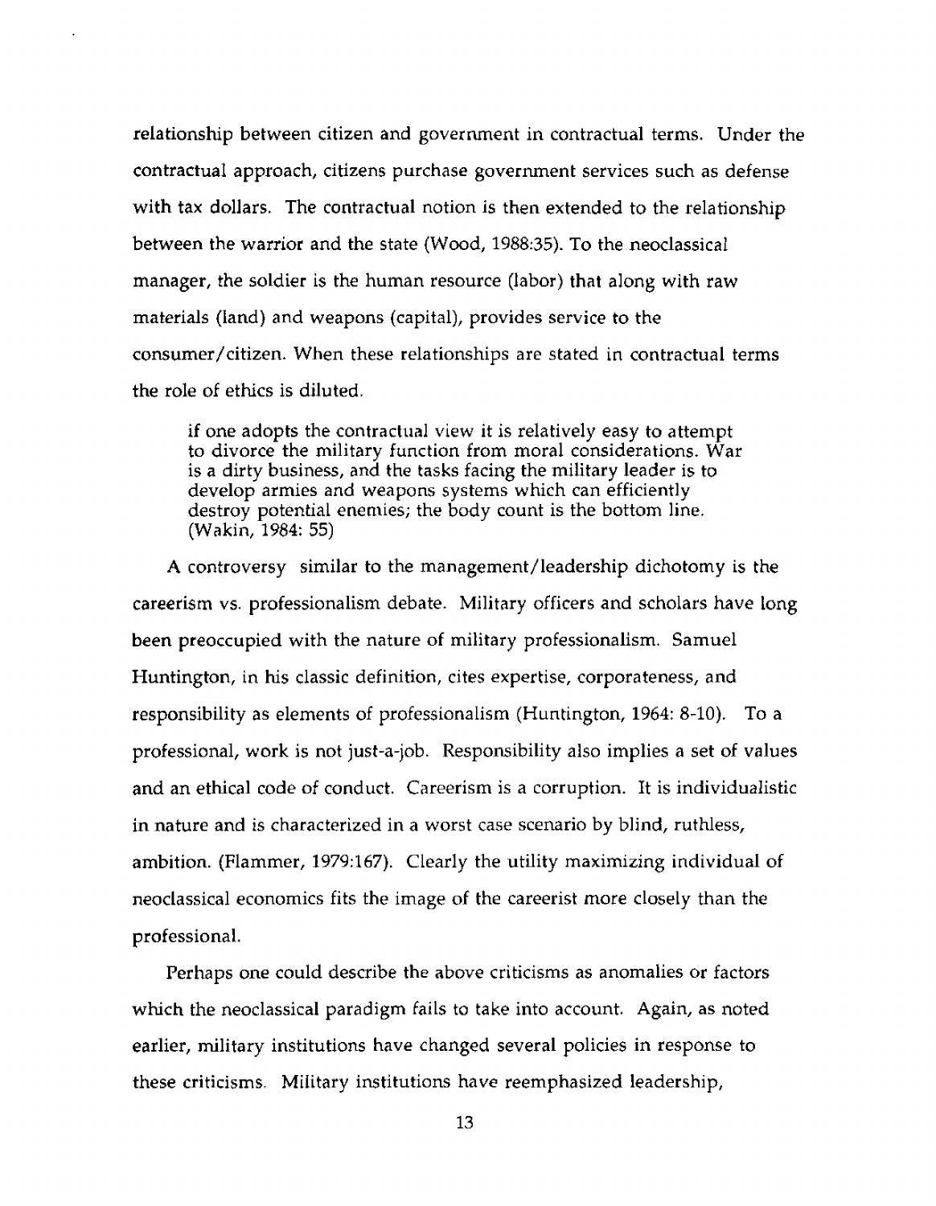relationship between citizen and government in contractual terms. Under the contractual approach, citizens purchase government services such as defense with tax dollars. The contractual notion is then extended to the relationship between the warrior and the state (Wood, 1988:35). To the neoclassical manager, the soldier is the human resource (labor) that along with raw materials (land) and weapons (capital), provides service to the consumer/citizen. When these relationships are stated in contractual terms the role of ethics is diluted.

> if one adopts the contractual view it is relatively easy to attempt to divorce the military function from moral considerations. War is a dirty business, and the tasks facing the military leader is to develop armies and weapons systems which can efficiently destroy potential enemies; the body count is the bottom line. (Wakin, 1984: 55)

A controversy similar to the management/leadership dichotomy is the careerism vs. professionalism debate. Military officers and scholars have long been preoccupied with the nature of military professionalism. Samuel Huntington, in his classic definition, cites expertise, corporateness, and responsibility as elements of professionalism (Huntington, 1964: 8-10). To a professional, work is not just-a-job. Responsibility also implies a set of values and an ethical code of conduct. Careerism is a corruption. It is individualistic in nature and is characterized in a worst case scenario by blind, ruthless, ambition. (Flammer, 1979:167). Clearly the utility maximizing individual of neoclassical economics fits the image of the careerist more closely than the professional.

Perhaps one could describe the above criticisms as anomalies or factors which the neoclassical paradigm fails to take into account. Again, as noted earlier, military institutions have changed several policies in response to these criticisms. Military institutions have reemphasized leadership,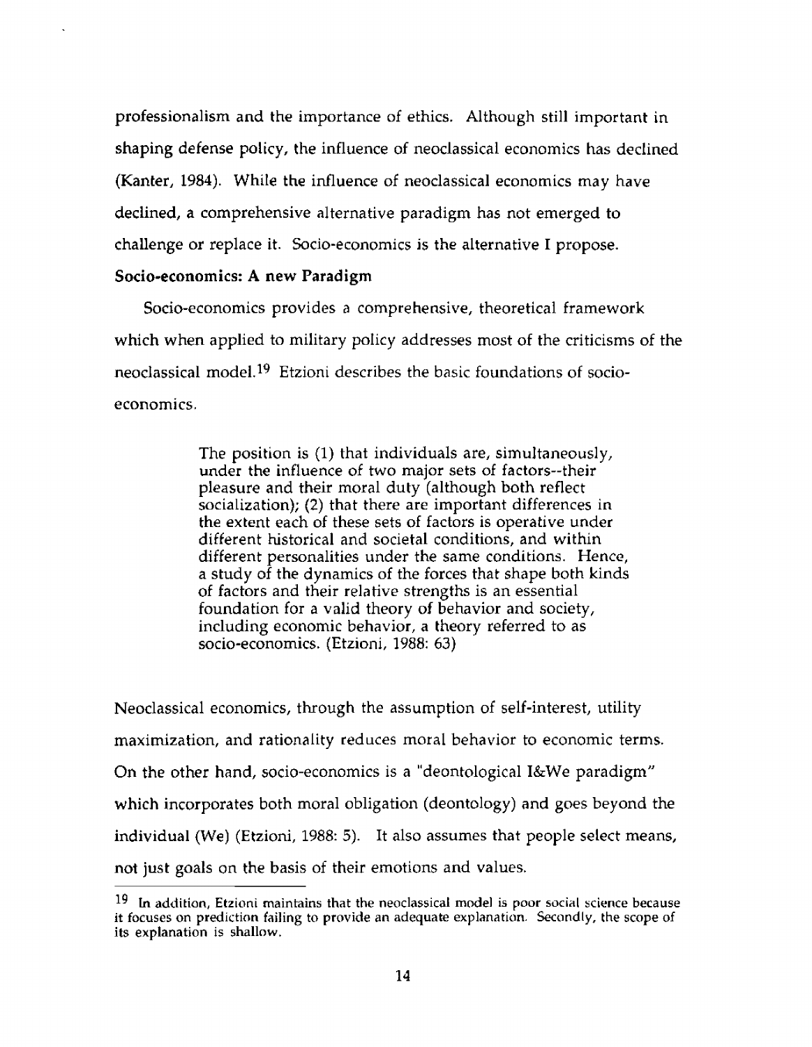professionalism and the importance of ethics. Although still important in shaping defense policy, the influence of neoclassical economics has declined (Kanter, 1984). While the influence of neoclassical economics may have declined, a comprehensive alternative paradigm has not emerged to challenge or replace it. Socio-economics is the alternative I propose.

**Socio-economics: A new Paradigm**

Socio-economics provides a comprehensive, theoretical framework which when applied to military policy addresses most of the criticisms of the neoclassical model.[19] Etzioni describes the basic foundations of socio-economics.

> The position is (1) that individuals are, simultaneously, under the influence of two major sets of factors--their pleasure and their moral duty (although both reflect socialization); (2) that there are important differences in the extent each of these sets of factors is operative under different historical and societal conditions, and within different personalities under the same conditions. Hence, a study of the dynamics of the forces that shape both kinds of factors and their relative strengths is an essential foundation for a valid theory of behavior and society, including economic behavior, a theory referred to as socio-economics. (Etzioni, 1988: 63)

Neoclassical economics, through the assumption of self-interest, utility maximization, and rationality reduces moral behavior to economic terms. On the other hand, socio-economics is a "deontological I&We paradigm" which incorporates both moral obligation (deontology) and goes beyond the individual (We) (Etzioni, 1988: 5). It also assumes that people select means, not just goals on the basis of their emotions and values.

---

[19] In addition, Etzioni maintains that the neoclassical model is poor social science because it focuses on prediction failing to provide an adequate explanation. Secondly, the scope of its explanation is shallow.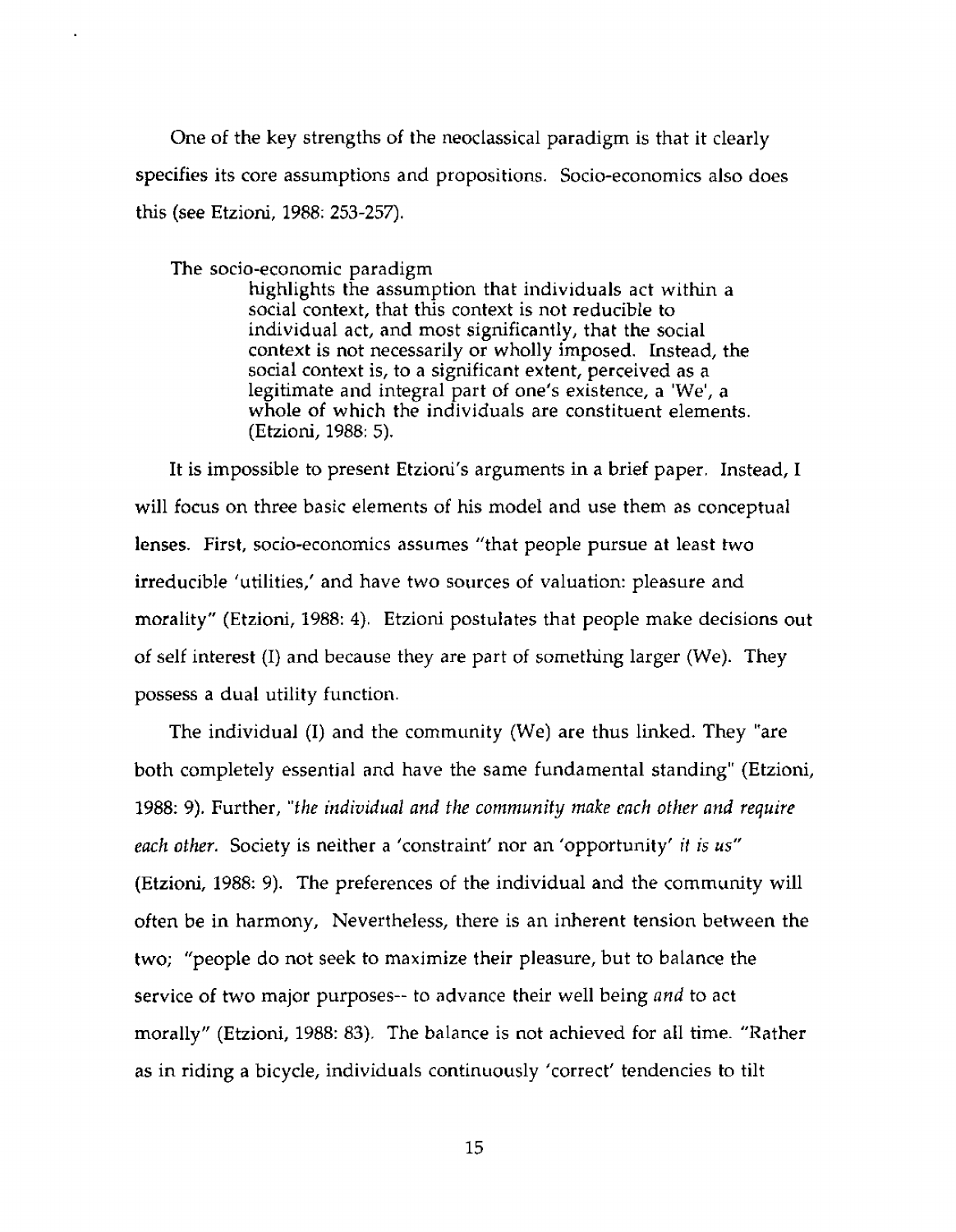One of the key strengths of the neoclassical paradigm is that it clearly specifies its core assumptions and propositions. Socio-economics also does this (see Etzioni, 1988: 253-257).

The socio-economic paradigm

> highlights the assumption that individuals act within a social context, that this context is not reducible to individual act, and most significantly, that the social context is not necessarily or wholly imposed. Instead, the social context is, to a significant extent, perceived as a legitimate and integral part of one's existence, a 'We', a whole of which the individuals are constituent elements. (Etzioni, 1988: 5).

It is impossible to present Etzioni's arguments in a brief paper. Instead, I will focus on three basic elements of his model and use them as conceptual lenses. First, socio-economics assumes "that people pursue at least two irreducible 'utilities,' and have two sources of valuation: pleasure and morality" (Etzioni, 1988: 4). Etzioni postulates that people make decisions out of self interest (I) and because they are part of something larger (We). They possess a dual utility function.

The individual (I) and the community (We) are thus linked. They "are both completely essential and have the same fundamental standing" (Etzioni, 1988: 9). Further, "*the individual and the community make each other and require each other.* Society is neither a 'constraint' nor an 'opportunity' *it is us*" (Etzioni, 1988: 9). The preferences of the individual and the community will often be in harmony, Nevertheless, there is an inherent tension between the two; "people do not seek to maximize their pleasure, but to balance the service of two major purposes-- to advance their well being *and* to act morally" (Etzioni, 1988: 83). The balance is not achieved for all time. "Rather as in riding a bicycle, individuals continuously 'correct' tendencies to tilt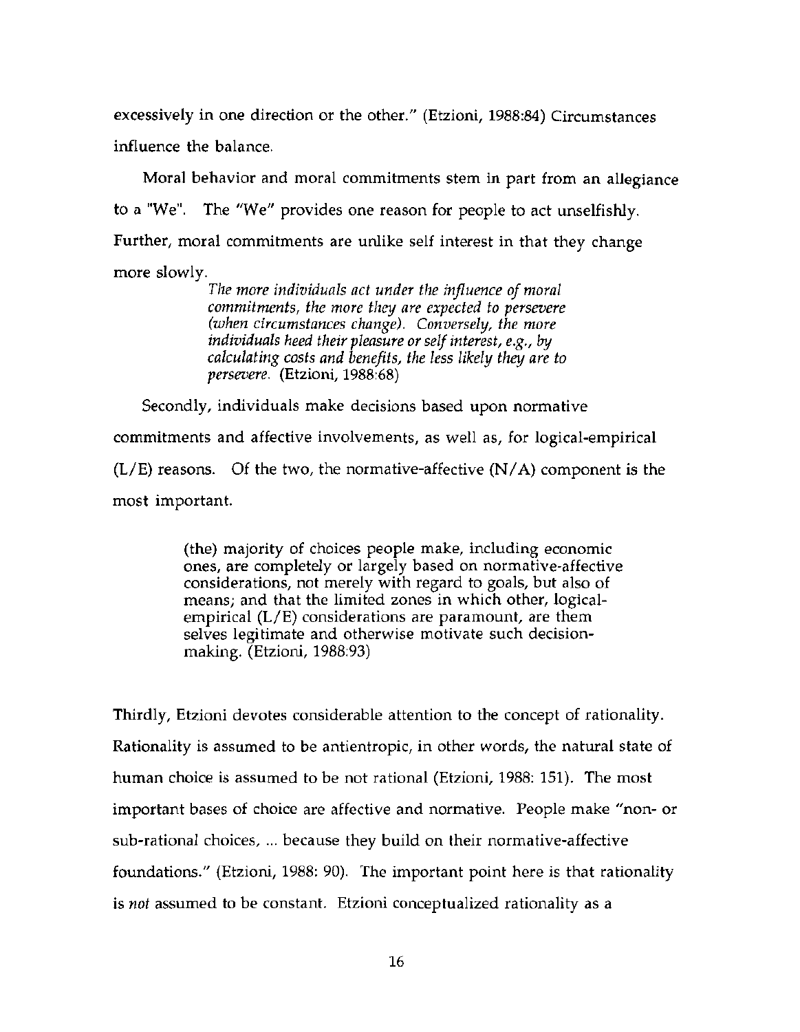excessively in one direction or the other." (Etzioni, 1988:84) Circumstances influence the balance.

Moral behavior and moral commitments stem in part from an allegiance to a "We". The "We" provides one reason for people to act unselfishly. Further, moral commitments are unlike self interest in that they change more slowly.

> *The more individuals act under the influence of moral commitments, the more they are expected to persevere (when circumstances change). Conversely, the more individuals heed their pleasure or self interest, e.g., by calculating costs and benefits, the less likely they are to persevere.* (Etzioni, 1988:68)

Secondly, individuals make decisions based upon normative commitments and affective involvements, as well as, for logical-empirical (L/E) reasons. Of the two, the normative-affective (N/A) component is the most important.

> (the) majority of choices people make, including economic ones, are completely or largely based on normative-affective considerations, not merely with regard to goals, but also of means; and that the limited zones in which other, logical-empirical (L/E) considerations are paramount, are them selves legitimate and otherwise motivate such decision-making. (Etzioni, 1988:93)

Thirdly, Etzioni devotes considerable attention to the concept of rationality. Rationality is assumed to be antientropic, in other words, the natural state of human choice is assumed to be not rational (Etzioni, 1988: 151). The most important bases of choice are affective and normative. People make "non- or sub-rational choices, ... because they build on their normative-affective foundations." (Etzioni, 1988: 90). The important point here is that rationality is *not* assumed to be constant. Etzioni conceptualized rationality as a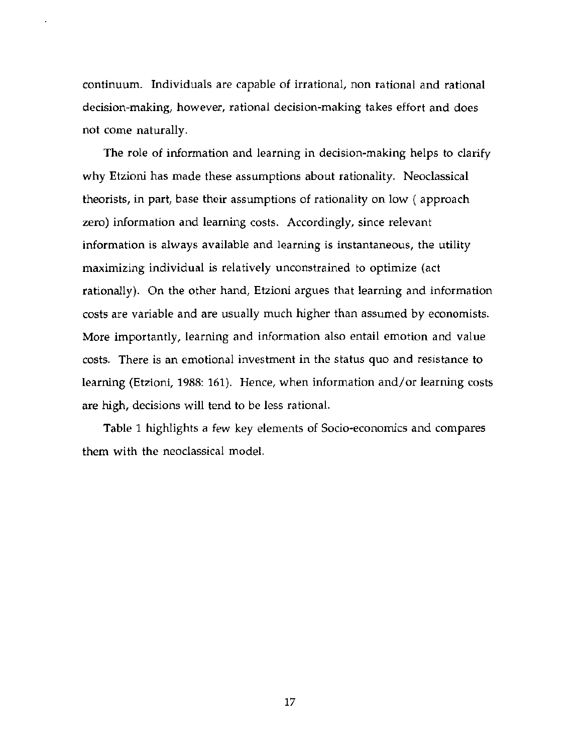continuum. Individuals are capable of irrational, non rational and rational decision-making, however, rational decision-making takes effort and does not come naturally.

The role of information and learning in decision-making helps to clarify why Etzioni has made these assumptions about rationality. Neoclassical theorists, in part, base their assumptions of rationality on low ( approach zero) information and learning costs. Accordingly, since relevant information is always available and learning is instantaneous, the utility maximizing individual is relatively unconstrained to optimize (act rationally). On the other hand, Etzioni argues that learning and information costs are variable and are usually much higher than assumed by economists. More importantly, learning and information also entail emotion and value costs. There is an emotional investment in the status quo and resistance to learning (Etzioni, 1988: 161). Hence, when information and/or learning costs are high, decisions will tend to be less rational.

Table 1 highlights a few key elements of Socio-economics and compares them with the neoclassical model.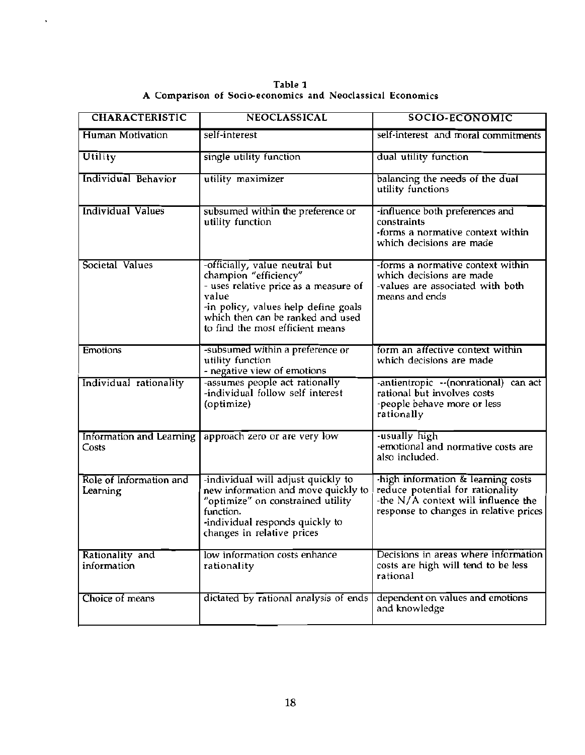**Table 1**
**A Comparison of Socio-economics and Neoclassical Economics**

| CHARACTERISTIC | NEOCLASSICAL | SOCIO-ECONOMIC |
|---|---|---|
| Human Motivation | self-interest | self-interest and moral commitments |
| Utility | single utility function | dual utility function |
| Individual Behavior | utility maximizer | balancing the needs of the dual utility functions |
| Individual Values | subsumed within the preference or utility function | -influence both preferences and constraints<br>-forms a normative context within which decisions are made |
| Societal Values | -officially, value neutral but champion "efficiency"<br>- uses relative price as a measure of value<br>-in policy, values help define goals which then can be ranked and used to find the most efficient means | -forms a normative context within which decisions are made<br>-values are associated with both means and ends |
| Emotions | -subsumed within a preference or utility function<br>- negative view of emotions | form an affective context within which decisions are made |
| Individual rationality | -assumes people act rationally<br>-individual follow self interest (optimize) | -antientropic --(nonrational) can act rational but involves costs<br>-people behave more or less rationally |
| Information and Learning Costs | approach zero or are very low | -usually high<br>-emotional and normative costs are also included. |
| Role of Information and Learning | -individual will adjust quickly to new information and move quickly to "optimize" on constrained utility function.<br>-individual responds quickly to changes in relative prices | -high information & learning costs reduce potential for rationality<br>-the N/A context will influence the response to changes in relative prices |
| Rationality and information | low information costs enhance rationality | Decisions in areas where information costs are high will tend to be less rational |
| Choice of means | dictated by rational analysis of ends | dependent on values and emotions and knowledge |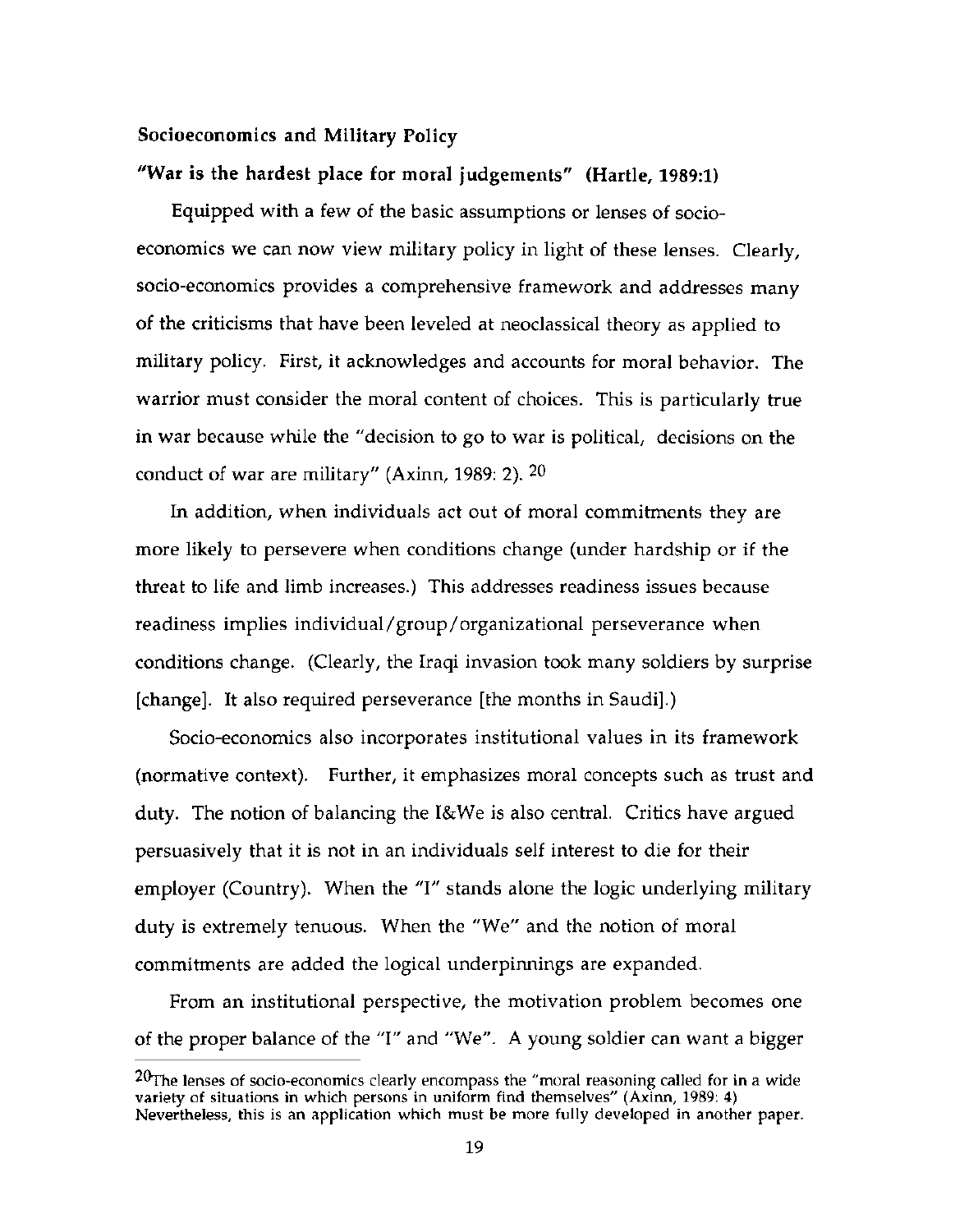## Socioeconomics and Military Policy

**"War is the hardest place for moral judgements" (Hartle, 1989:1)**

Equipped with a few of the basic assumptions or lenses of socio-economics we can now view military policy in light of these lenses. Clearly, socio-economics provides a comprehensive framework and addresses many of the criticisms that have been leveled at neoclassical theory as applied to military policy. First, it acknowledges and accounts for moral behavior. The warrior must consider the moral content of choices. This is particularly true in war because while the "decision to go to war is political, decisions on the conduct of war are military" (Axinn, 1989: 2). [20]

In addition, when individuals act out of moral commitments they are more likely to persevere when conditions change (under hardship or if the threat to life and limb increases.) This addresses readiness issues because readiness implies individual/group/organizational perseverance when conditions change. (Clearly, the Iraqi invasion took many soldiers by surprise [change]. It also required perseverance [the months in Saudi].)

Socio-economics also incorporates institutional values in its framework (normative context). Further, it emphasizes moral concepts such as trust and duty. The notion of balancing the I&We is also central. Critics have argued persuasively that it is not in an individuals self interest to die for their employer (Country). When the "I" stands alone the logic underlying military duty is extremely tenuous. When the "We" and the notion of moral commitments are added the logical underpinnings are expanded.

From an institutional perspective, the motivation problem becomes one of the proper balance of the "I" and "We". A young soldier can want a bigger

[20] The lenses of socio-economics clearly encompass the "moral reasoning called for in a wide variety of situations in which persons in uniform find themselves" (Axinn, 1989: 4) Nevertheless, this is an application which must be more fully developed in another paper.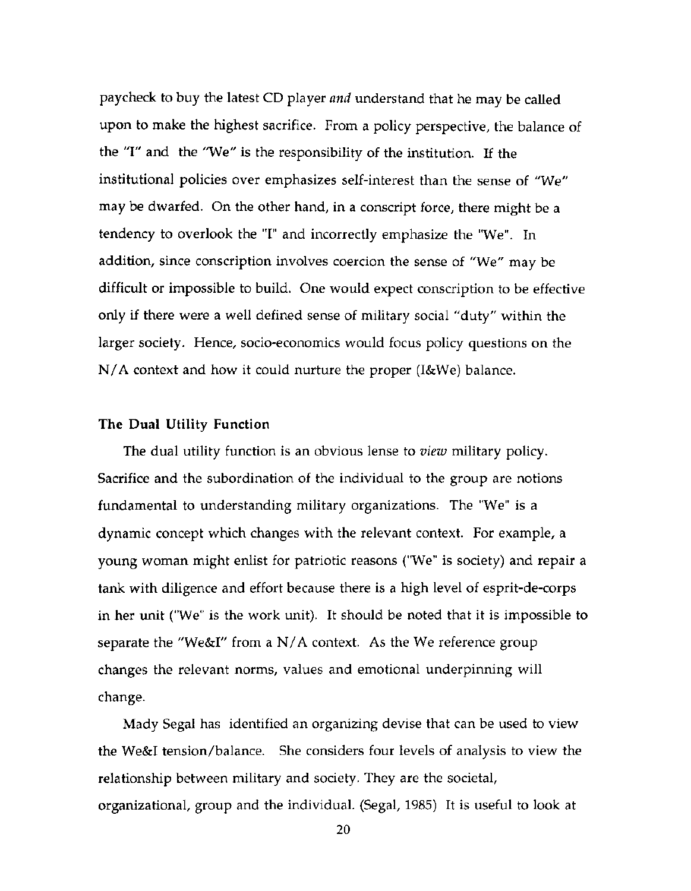paycheck to buy the latest CD player *and* understand that he may be called upon to make the highest sacrifice. From a policy perspective, the balance of the "I" and the "We" is the responsibility of the institution. If the institutional policies over emphasizes self-interest than the sense of "We" may be dwarfed. On the other hand, in a conscript force, there might be a tendency to overlook the "I" and incorrectly emphasize the "We". In addition, since conscription involves coercion the sense of "We" may be difficult or impossible to build. One would expect conscription to be effective only if there were a well defined sense of military social "duty" within the larger society. Hence, socio-economics would focus policy questions on the N/A context and how it could nurture the proper (I&We) balance.

### The Dual Utility Function

The dual utility function is an obvious lense to *view* military policy. Sacrifice and the subordination of the individual to the group are notions fundamental to understanding military organizations. The "We" is a dynamic concept which changes with the relevant context. For example, a young woman might enlist for patriotic reasons ("We" is society) and repair a tank with diligence and effort because there is a high level of esprit-de-corps in her unit ("We" is the work unit). It should be noted that it is impossible to separate the "We&I" from a N/A context. As the We reference group changes the relevant norms, values and emotional underpinning will change.

Mady Segal has identified an organizing devise that can be used to view the We&I tension/balance. She considers four levels of analysis to view the relationship between military and society. They are the societal, organizational, group and the individual. (Segal, 1985) It is useful to look at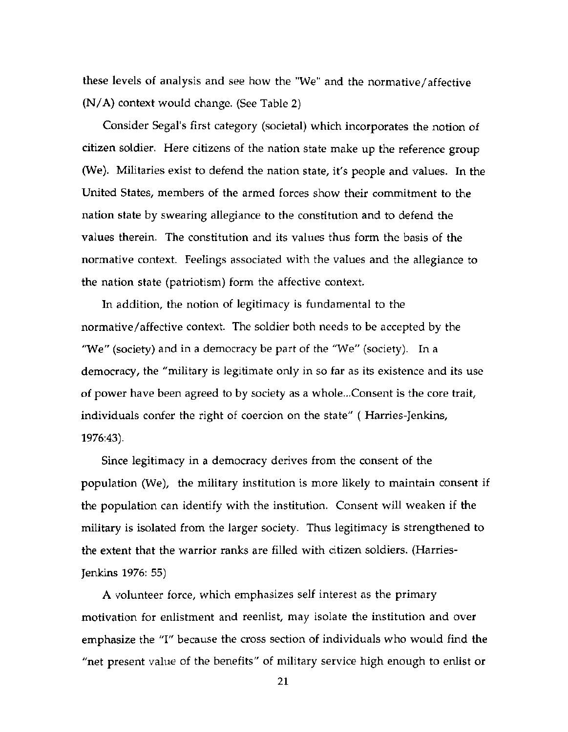these levels of analysis and see how the "We" and the normative/affective (N/A) context would change. (See Table 2)

Consider Segal's first category (societal) which incorporates the notion of citizen soldier. Here citizens of the nation state make up the reference group (We). Militaries exist to defend the nation state, it's people and values. In the United States, members of the armed forces show their commitment to the nation state by swearing allegiance to the constitution and to defend the values therein. The constitution and its values thus form the basis of the normative context. Feelings associated with the values and the allegiance to the nation state (patriotism) form the affective context.

In addition, the notion of legitimacy is fundamental to the normative/affective context. The soldier both needs to be accepted by the "We" (society) and in a democracy be part of the "We" (society). In a democracy, the "military is legitimate only in so far as its existence and its use of power have been agreed to by society as a whole...Consent is the core trait, individuals confer the right of coercion on the state" ( Harries-Jenkins, 1976:43).

Since legitimacy in a democracy derives from the consent of the population (We), the military institution is more likely to maintain consent if the population can identify with the institution. Consent will weaken if the military is isolated from the larger society. Thus legitimacy is strengthened to the extent that the warrior ranks are filled with citizen soldiers. (Harries-Jenkins 1976: 55)

A volunteer force, which emphasizes self interest as the primary motivation for enlistment and reenlist, may isolate the institution and over emphasize the "I" because the cross section of individuals who would find the "net present value of the benefits" of military service high enough to enlist or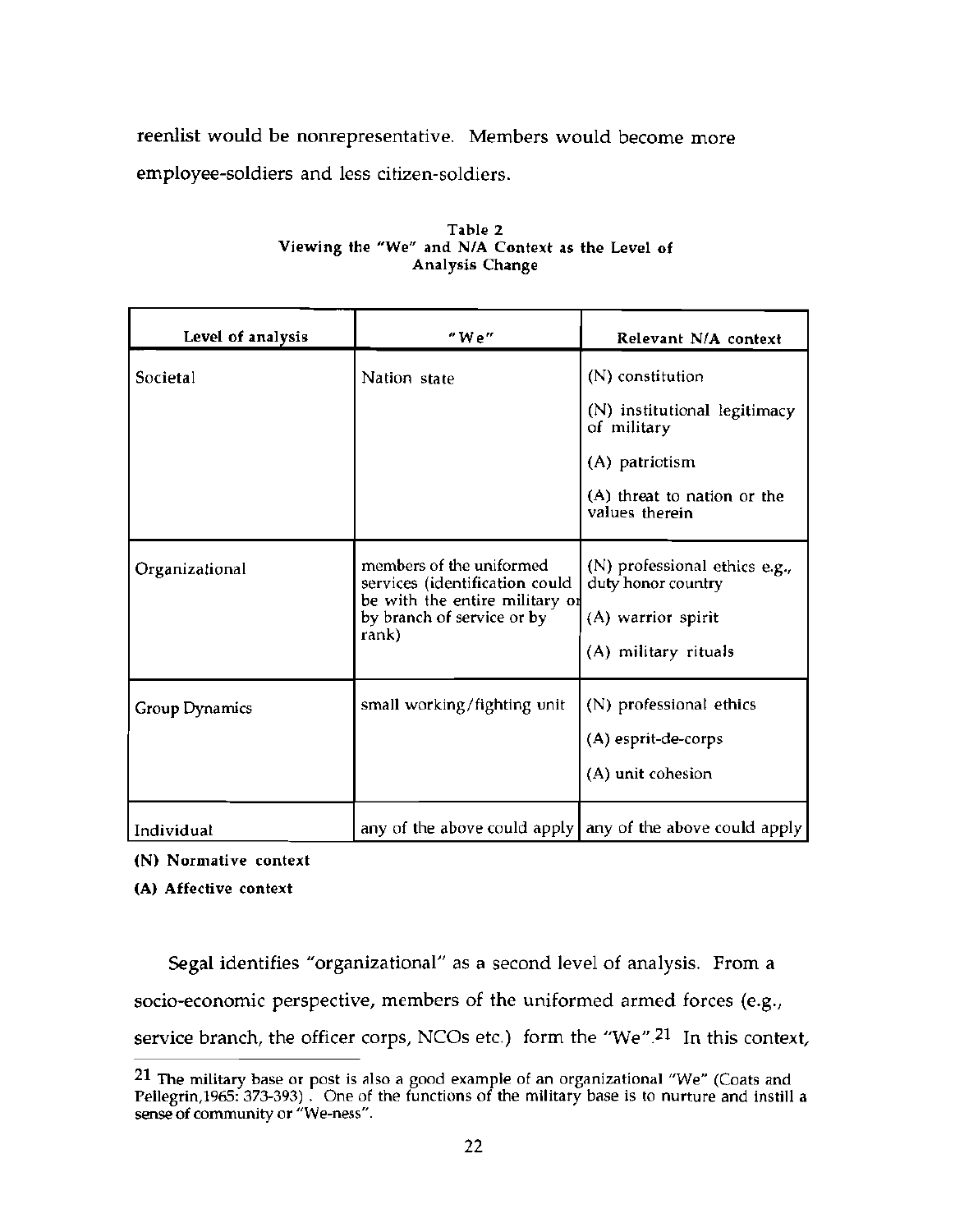reenlist would be nonrepresentative. Members would become more employee-soldiers and less citizen-soldiers.

**Table 2**
**Viewing the "We" and N/A Context as the Level of Analysis Change**

| Level of analysis | "We" | Relevant N/A context |
|---|---|---|
| Societal | Nation state | (N) constitution<br>(N) institutional legitimacy of military<br>(A) patriotism<br>(A) threat to nation or the values therein |
| Organizational | members of the uniformed services (identification could be with the entire military or by branch of service or by rank) | (N) professional ethics e.g., duty honor country<br>(A) warrior spirit<br>(A) military rituals |
| Group Dynamics | small working/fighting unit | (N) professional ethics<br>(A) esprit-de-corps<br>(A) unit cohesion |
| Individual | any of the above could apply | any of the above could apply |

**(N) Normative context**

**(A) Affective context**

Segal identifies "organizational" as a second level of analysis. From a socio-economic perspective, members of the uniformed armed forces (e.g., service branch, the officer corps, NCOs etc.) form the "We".[21] In this context,

---

[21] The military base or post is also a good example of an organizational "We" (Coats and Pellegrin,1965: 373-393) . One of the functions of the military base is to nurture and instill a sense of community or "We-ness".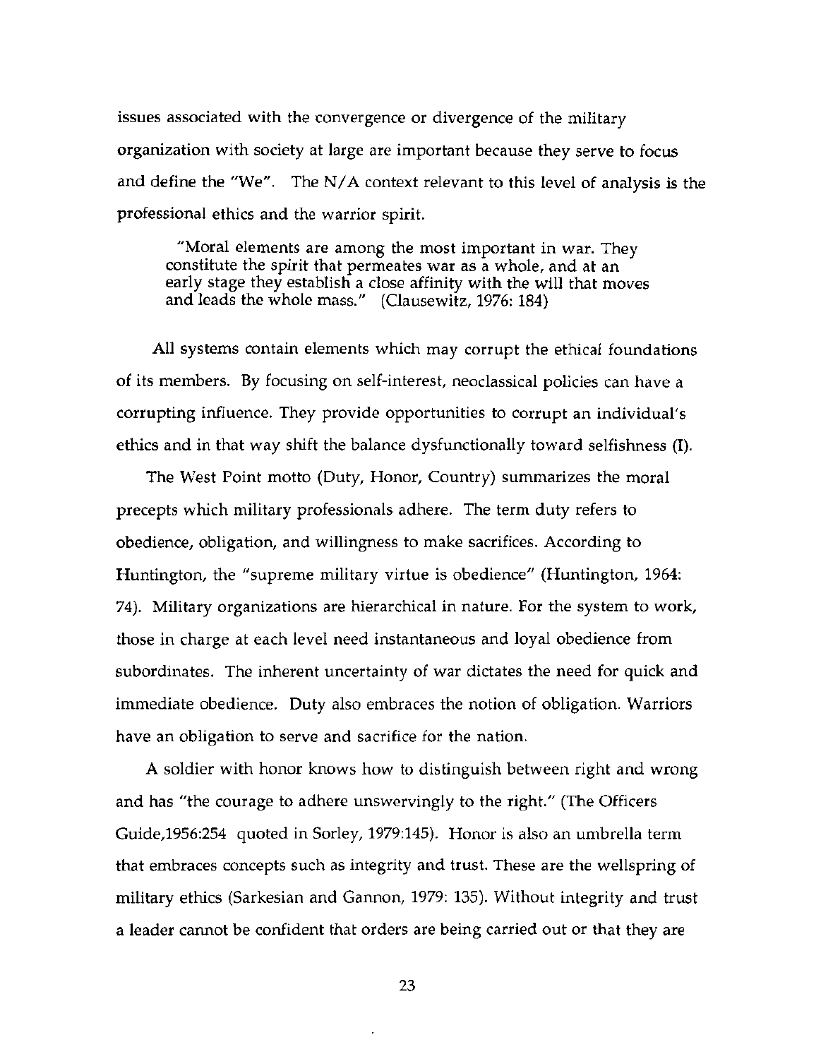issues associated with the convergence or divergence of the military organization with society at large are important because they serve to focus and define the "We". The N/A context relevant to this level of analysis is the professional ethics and the warrior spirit.

> "Moral elements are among the most important in war. They constitute the spirit that permeates war as a whole, and at an early stage they establish a close affinity with the will that moves and leads the whole mass." (Clausewitz, 1976: 184)

All systems contain elements which may corrupt the ethical foundations of its members. By focusing on self-interest, neoclassical policies can have a corrupting influence. They provide opportunities to corrupt an individual's ethics and in that way shift the balance dysfunctionally toward selfishness (I).

The West Point motto (Duty, Honor, Country) summarizes the moral precepts which military professionals adhere. The term duty refers to obedience, obligation, and willingness to make sacrifices. According to Huntington, the "supreme military virtue is obedience" (Huntington, 1964: 74). Military organizations are hierarchical in nature. For the system to work, those in charge at each level need instantaneous and loyal obedience from subordinates. The inherent uncertainty of war dictates the need for quick and immediate obedience. Duty also embraces the notion of obligation. Warriors have an obligation to serve and sacrifice for the nation.

A soldier with honor knows how to distinguish between right and wrong and has "the courage to adhere unswervingly to the right." (The Officers Guide,1956:254 quoted in Sorley, 1979:145). Honor is also an umbrella term that embraces concepts such as integrity and trust. These are the wellspring of military ethics (Sarkesian and Gannon, 1979: 135). Without integrity and trust a leader cannot be confident that orders are being carried out or that they are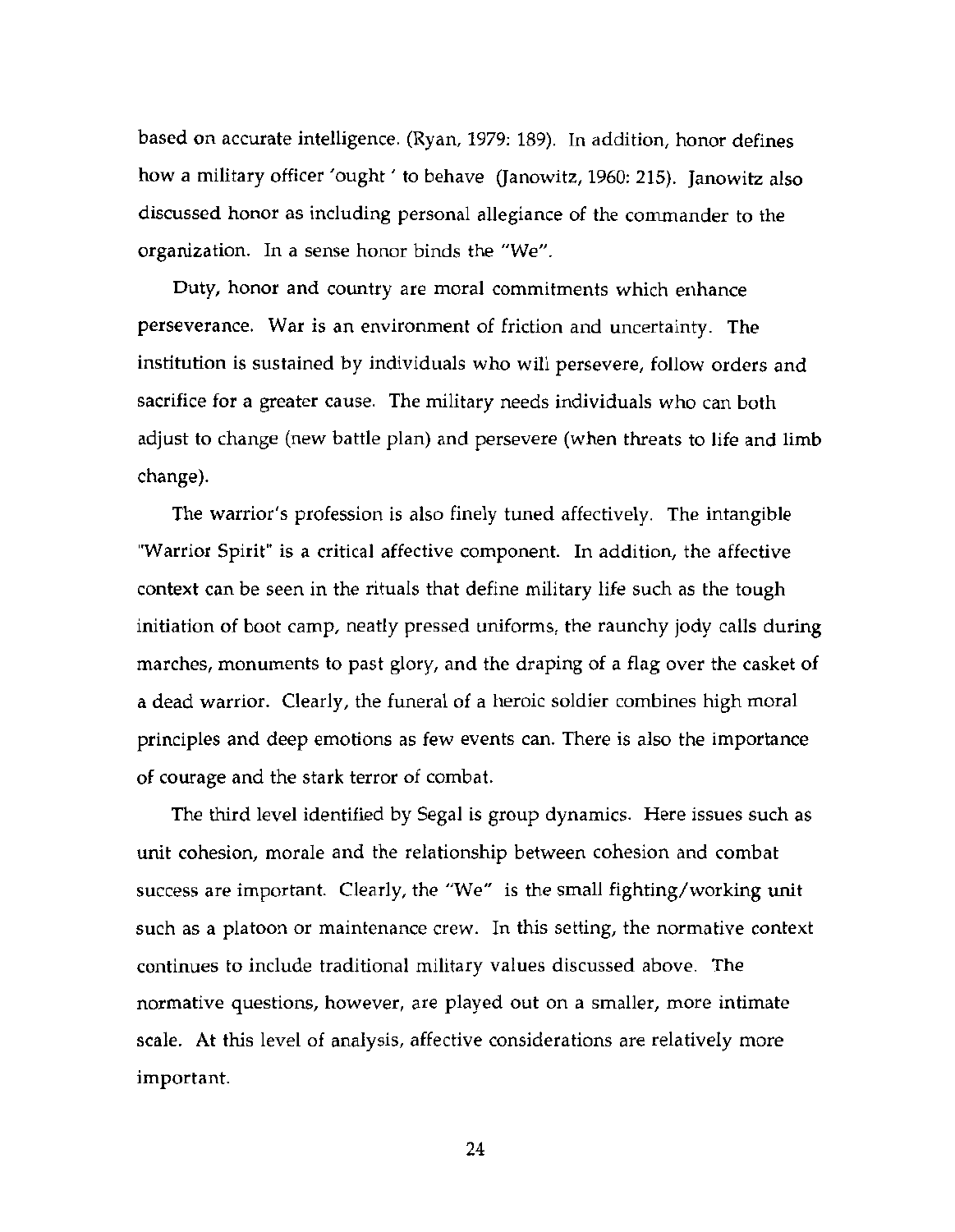based on accurate intelligence. (Ryan, 1979: 189). In addition, honor defines how a military officer 'ought ' to behave (Janowitz, 1960: 215). Janowitz also discussed honor as including personal allegiance of the commander to the organization. In a sense honor binds the "We".

Duty, honor and country are moral commitments which enhance perseverance. War is an environment of friction and uncertainty. The institution is sustained by individuals who will persevere, follow orders and sacrifice for a greater cause. The military needs individuals who can both adjust to change (new battle plan) and persevere (when threats to life and limb change).

The warrior's profession is also finely tuned affectively. The intangible "Warrior Spirit" is a critical affective component. In addition, the affective context can be seen in the rituals that define military life such as the tough initiation of boot camp, neatly pressed uniforms, the raunchy jody calls during marches, monuments to past glory, and the draping of a flag over the casket of a dead warrior. Clearly, the funeral of a heroic soldier combines high moral principles and deep emotions as few events can. There is also the importance of courage and the stark terror of combat.

The third level identified by Segal is group dynamics. Here issues such as unit cohesion, morale and the relationship between cohesion and combat success are important. Clearly, the "We" is the small fighting/working unit such as a platoon or maintenance crew. In this setting, the normative context continues to include traditional military values discussed above. The normative questions, however, are played out on a smaller, more intimate scale. At this level of analysis, affective considerations are relatively more important.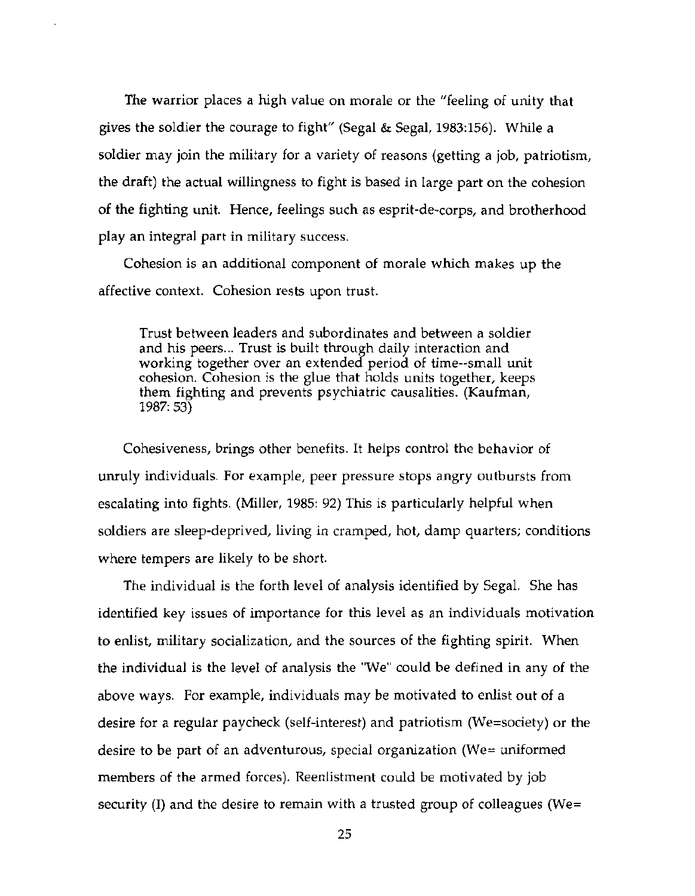The warrior places a high value on morale or the "feeling of unity that gives the soldier the courage to fight" (Segal & Segal, 1983:156). While a soldier may join the military for a variety of reasons (getting a job, patriotism, the draft) the actual willingness to fight is based in large part on the cohesion of the fighting unit. Hence, feelings such as esprit-de-corps, and brotherhood play an integral part in military success.

Cohesion is an additional component of morale which makes up the affective context. Cohesion rests upon trust.

> Trust between leaders and subordinates and between a soldier and his peers... Trust is built through daily interaction and working together over an extended period of time--small unit cohesion. Cohesion is the glue that holds units together, keeps them fighting and prevents psychiatric causalities. (Kaufman, 1987: 53)

Cohesiveness, brings other benefits. It helps control the behavior of unruly individuals. For example, peer pressure stops angry outbursts from escalating into fights. (Miller, 1985: 92) This is particularly helpful when soldiers are sleep-deprived, living in cramped, hot, damp quarters; conditions where tempers are likely to be short.

The individual is the forth level of analysis identified by Segal. She has identified key issues of importance for this level as an individuals motivation to enlist, military socialization, and the sources of the fighting spirit. When the individual is the level of analysis the "We" could be defined in any of the above ways. For example, individuals may be motivated to enlist out of a desire for a regular paycheck (self-interest) and patriotism (We=society) or the desire to be part of an adventurous, special organization (We= uniformed members of the armed forces). Reenlistment could be motivated by job security (I) and the desire to remain with a trusted group of colleagues (We=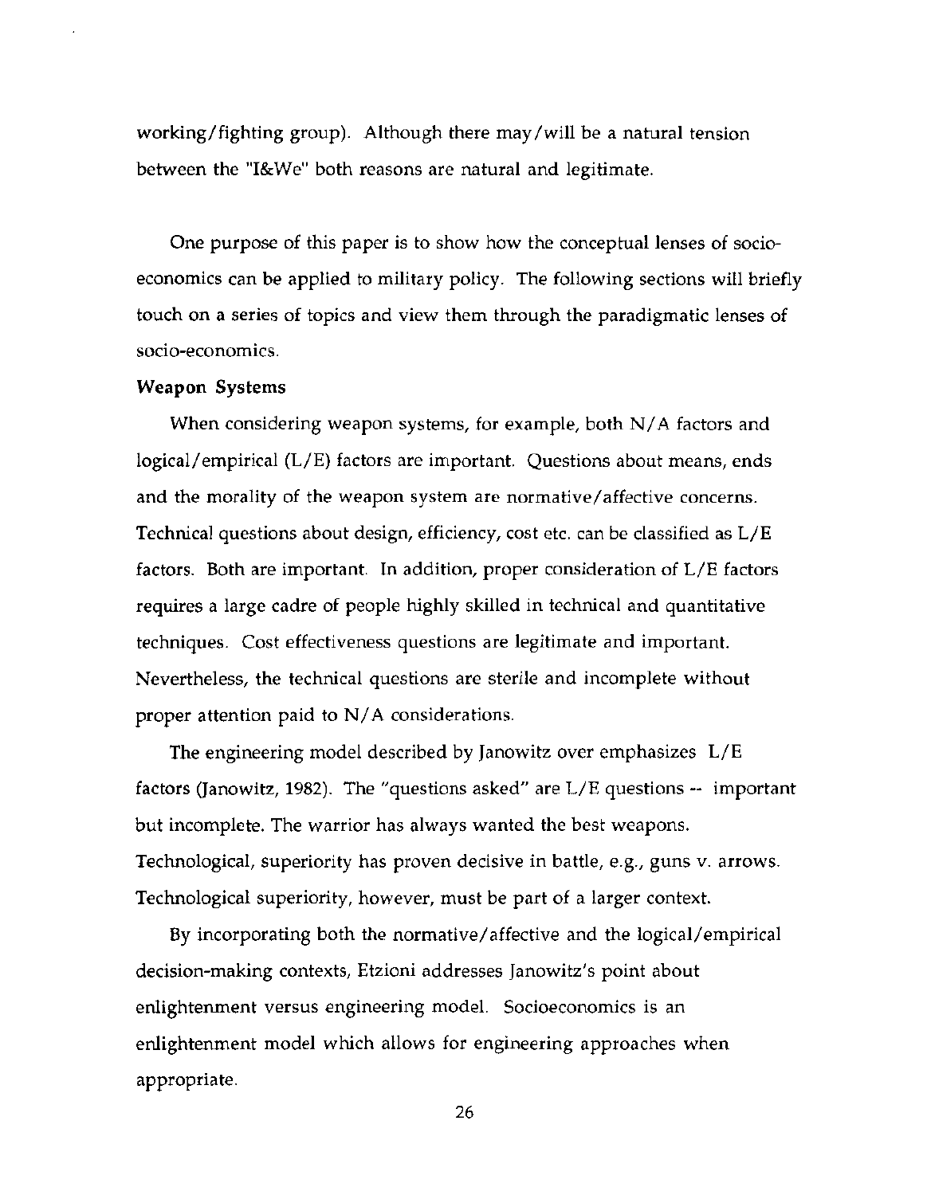working/fighting group). Although there may/will be a natural tension between the "I&We" both reasons are natural and legitimate.

One purpose of this paper is to show how the conceptual lenses of socio-economics can be applied to military policy. The following sections will briefly touch on a series of topics and view them through the paradigmatic lenses of socio-economics.

**Weapon Systems**

When considering weapon systems, for example, both N/A factors and logical/empirical (L/E) factors are important. Questions about means, ends and the morality of the weapon system are normative/affective concerns. Technical questions about design, efficiency, cost etc. can be classified as L/E factors. Both are important. In addition, proper consideration of L/E factors requires a large cadre of people highly skilled in technical and quantitative techniques. Cost effectiveness questions are legitimate and important. Nevertheless, the technical questions are sterile and incomplete without proper attention paid to N/A considerations.

The engineering model described by Janowitz over emphasizes L/E factors (Janowitz, 1982). The "questions asked" are L/E questions -- important but incomplete. The warrior has always wanted the best weapons. Technological, superiority has proven decisive in battle, e.g., guns v. arrows. Technological superiority, however, must be part of a larger context.

By incorporating both the normative/affective and the logical/empirical decision-making contexts, Etzioni addresses Janowitz's point about enlightenment versus engineering model. Socioeconomics is an enlightenment model which allows for engineering approaches when appropriate.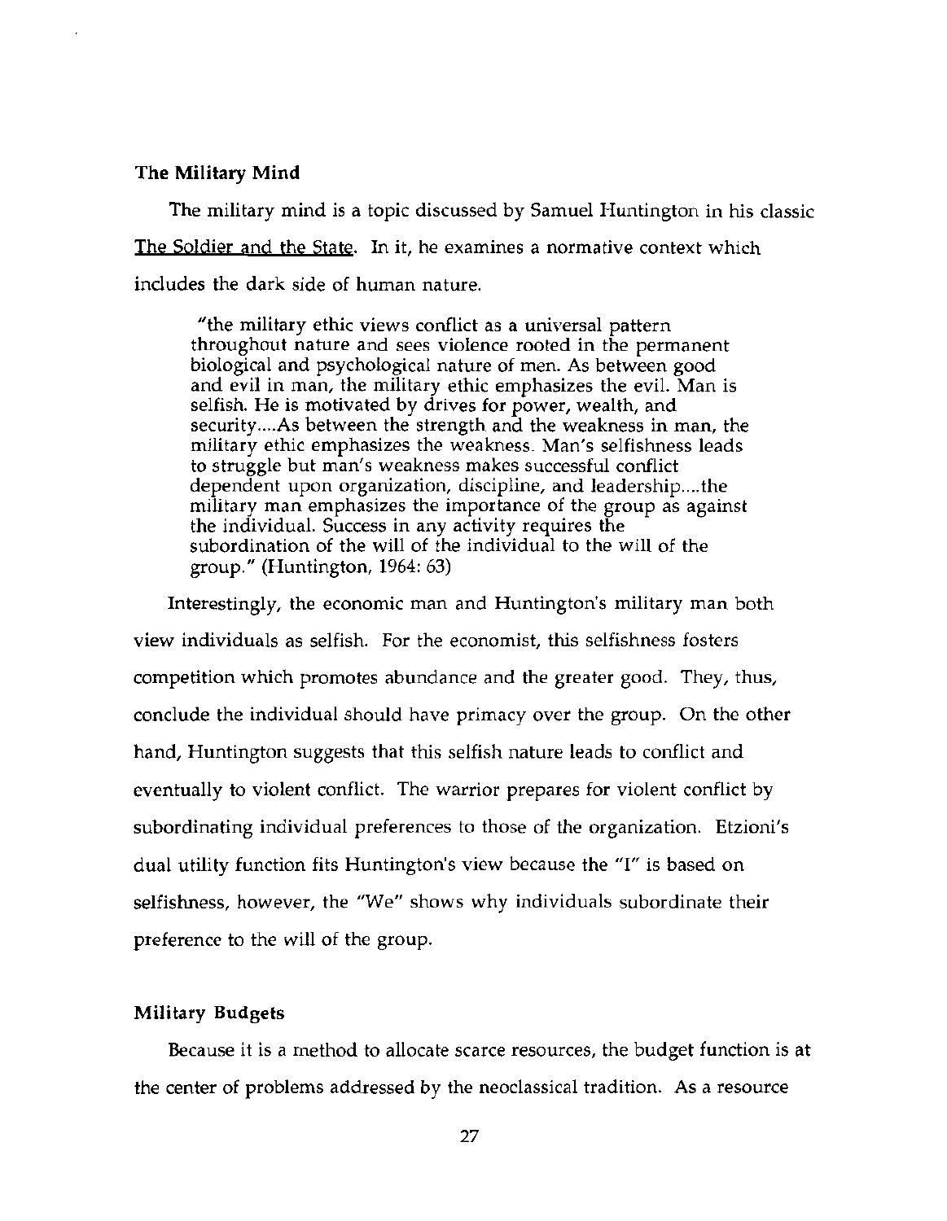### The Military Mind

The military mind is a topic discussed by Samuel Huntington in his classic <u>The Soldier and the State</u>. In it, he examines a normative context which includes the dark side of human nature.

> "the military ethic views conflict as a universal pattern throughout nature and sees violence rooted in the permanent biological and psychological nature of men. As between good and evil in man, the military ethic emphasizes the evil. Man is selfish. He is motivated by drives for power, wealth, and security....As between the strength and the weakness in man, the military ethic emphasizes the weakness. Man's selfishness leads to struggle but man's weakness makes successful conflict dependent upon organization, discipline, and leadership....the military man emphasizes the importance of the group as against the individual. Success in any activity requires the subordination of the will of the individual to the will of the group." (Huntington, 1964: 63)

Interestingly, the economic man and Huntington's military man both view individuals as selfish. For the economist, this selfishness fosters competition which promotes abundance and the greater good. They, thus, conclude the individual should have primacy over the group. On the other hand, Huntington suggests that this selfish nature leads to conflict and eventually to violent conflict. The warrior prepares for violent conflict by subordinating individual preferences to those of the organization. Etzioni's dual utility function fits Huntington's view because the "I" is based on selfishness, however, the "We" shows why individuals subordinate their preference to the will of the group.

### Military Budgets

Because it is a method to allocate scarce resources, the budget function is at the center of problems addressed by the neoclassical tradition. As a resource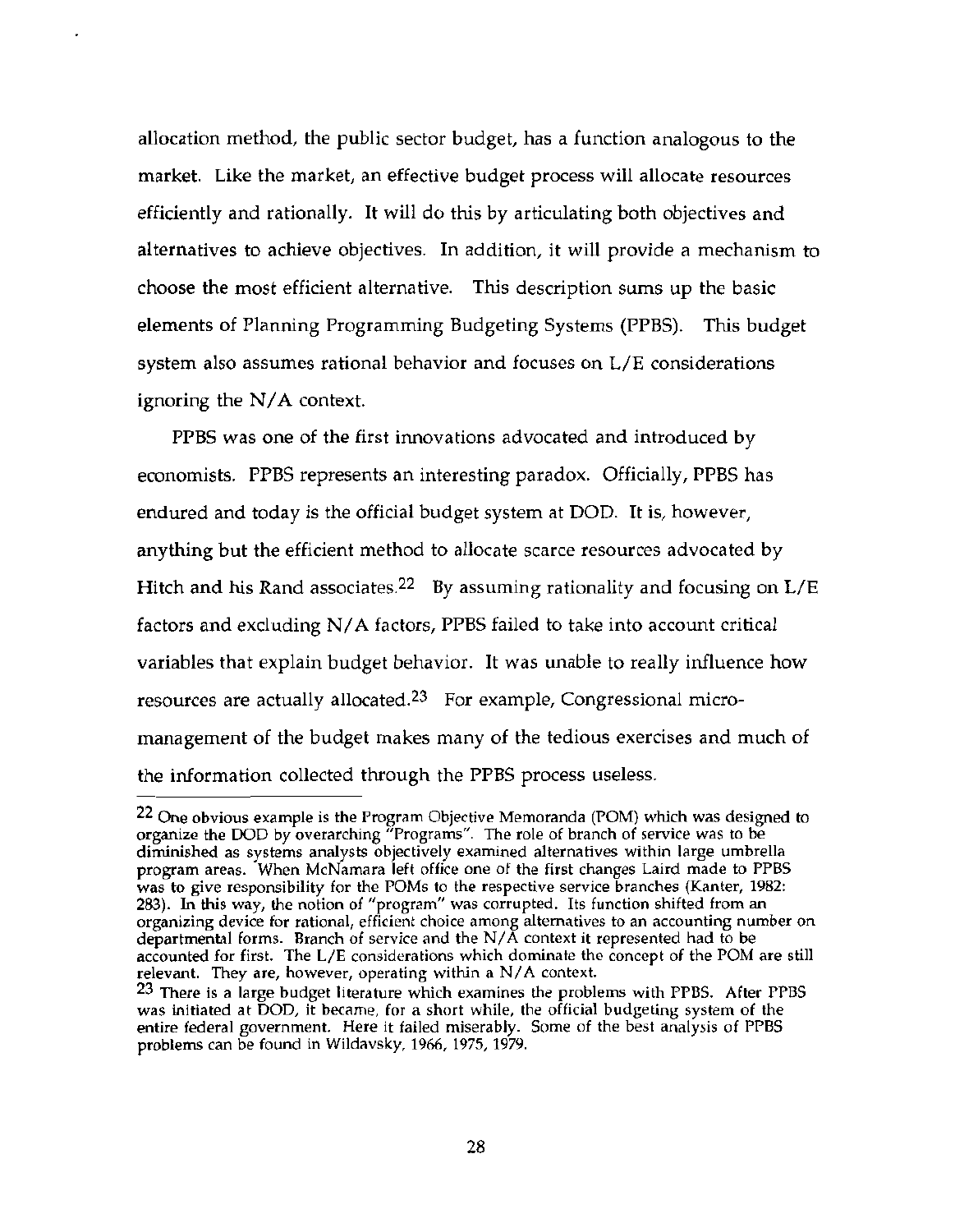allocation method, the public sector budget, has a function analogous to the market. Like the market, an effective budget process will allocate resources efficiently and rationally. It will do this by articulating both objectives and alternatives to achieve objectives. In addition, it will provide a mechanism to choose the most efficient alternative. This description sums up the basic elements of Planning Programming Budgeting Systems (PPBS). This budget system also assumes rational behavior and focuses on L/E considerations ignoring the N/A context.

PPBS was one of the first innovations advocated and introduced by economists. PPBS represents an interesting paradox. Officially, PPBS has endured and today is the official budget system at DOD. It is, however, anything but the efficient method to allocate scarce resources advocated by Hitch and his Rand associates.[22] By assuming rationality and focusing on L/E factors and excluding N/A factors, PPBS failed to take into account critical variables that explain budget behavior. It was unable to really influence how resources are actually allocated.[23] For example, Congressional micro-management of the budget makes many of the tedious exercises and much of the information collected through the PPBS process useless.

---

[22] One obvious example is the Program Objective Memoranda (POM) which was designed to organize the DOD by overarching "Programs". The role of branch of service was to be diminished as systems analysts objectively examined alternatives within large umbrella program areas. When McNamara left office one of the first changes Laird made to PPBS was to give responsibility for the POMs to the respective service branches (Kanter, 1982: 283). In this way, the notion of "program" was corrupted. Its function shifted from an organizing device for rational, efficient choice among alternatives to an accounting number on departmental forms. Branch of service and the N/A context it represented had to be accounted for first. The L/E considerations which dominate the concept of the POM are still relevant. They are, however, operating within a N/A context.

[23] There is a large budget literature which examines the problems with PPBS. After PPBS was initiated at DOD, it became, for a short while, the official budgeting system of the entire federal government. Here it failed miserably. Some of the best analysis of PPBS problems can be found in Wildavsky, 1966, 1975, 1979.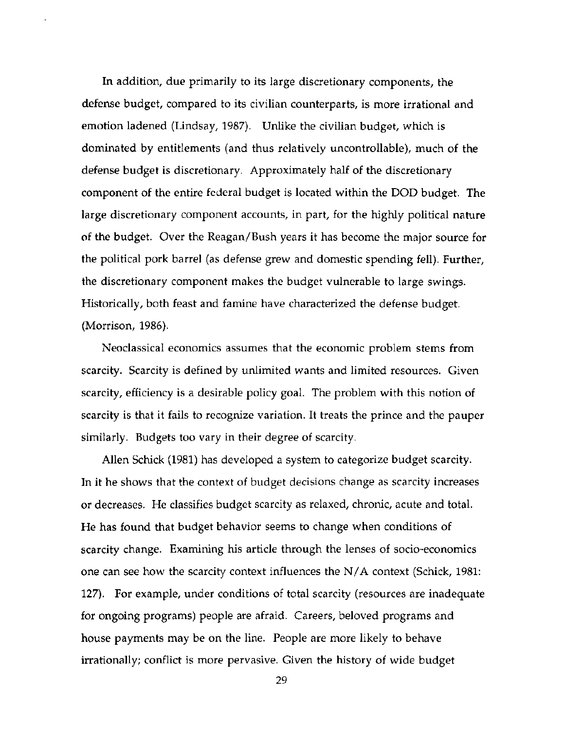In addition, due primarily to its large discretionary components, the defense budget, compared to its civilian counterparts, is more irrational and emotion ladened (Lindsay, 1987). Unlike the civilian budget, which is dominated by entitlements (and thus relatively uncontrollable), much of the defense budget is discretionary. Approximately half of the discretionary component of the entire federal budget is located within the DOD budget. The large discretionary component accounts, in part, for the highly political nature of the budget. Over the Reagan/Bush years it has become the major source for the political pork barrel (as defense grew and domestic spending fell). Further, the discretionary component makes the budget vulnerable to large swings. Historically, both feast and famine have characterized the defense budget. (Morrison, 1986).

Neoclassical economics assumes that the economic problem stems from scarcity. Scarcity is defined by unlimited wants and limited resources. Given scarcity, efficiency is a desirable policy goal. The problem with this notion of scarcity is that it fails to recognize variation. It treats the prince and the pauper similarly. Budgets too vary in their degree of scarcity.

Allen Schick (1981) has developed a system to categorize budget scarcity. In it he shows that the context of budget decisions change as scarcity increases or decreases. He classifies budget scarcity as relaxed, chronic, acute and total. He has found that budget behavior seems to change when conditions of scarcity change. Examining his article through the lenses of socio-economics one can see how the scarcity context influences the N/A context (Schick, 1981: 127). For example, under conditions of total scarcity (resources are inadequate for ongoing programs) people are afraid. Careers, beloved programs and house payments may be on the line. People are more likely to behave irrationally; conflict is more pervasive. Given the history of wide budget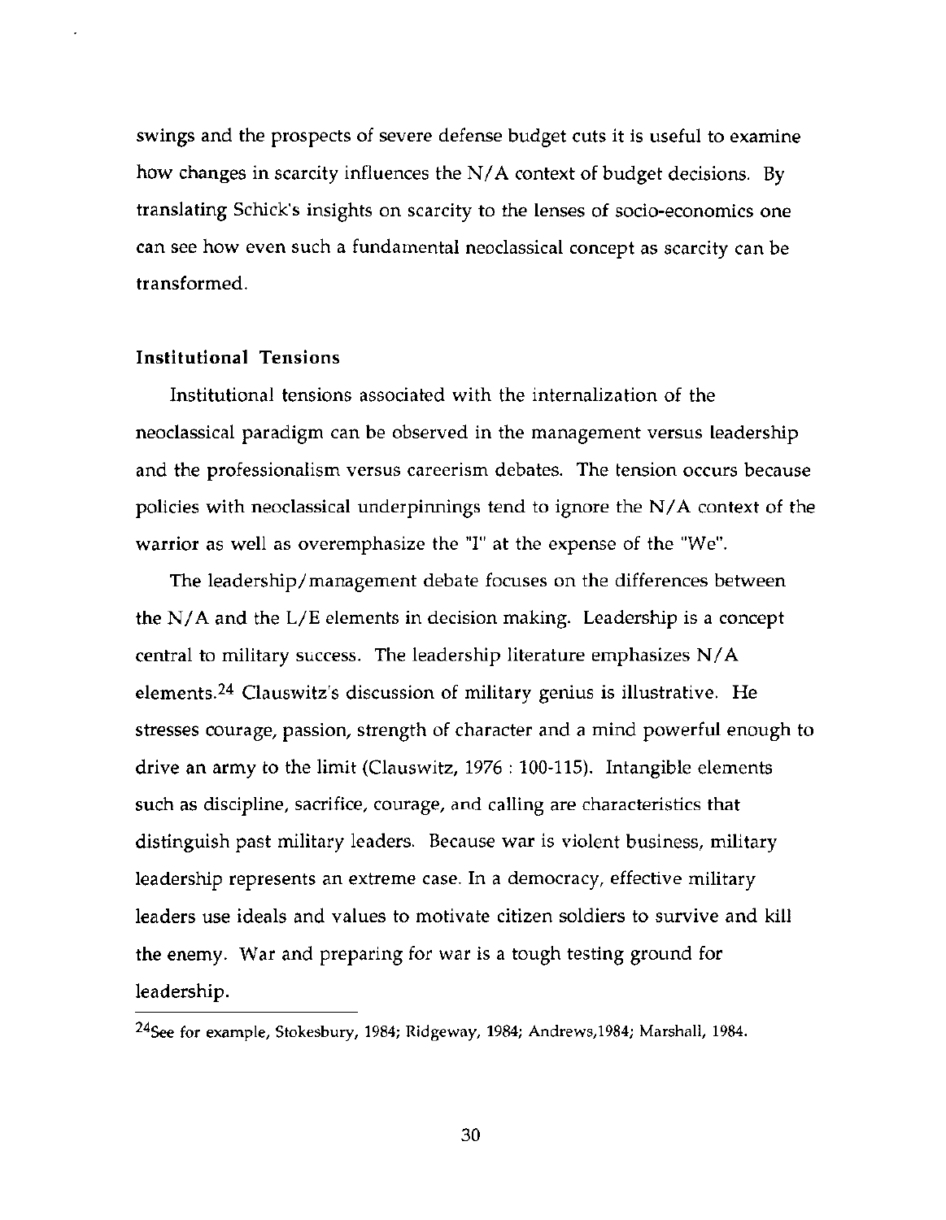swings and the prospects of severe defense budget cuts it is useful to examine how changes in scarcity influences the N/A context of budget decisions. By translating Schick's insights on scarcity to the lenses of socio-economics one can see how even such a fundamental neoclassical concept as scarcity can be transformed.

### Institutional Tensions

Institutional tensions associated with the internalization of the neoclassical paradigm can be observed in the management versus leadership and the professionalism versus careerism debates. The tension occurs because policies with neoclassical underpinnings tend to ignore the N/A context of the warrior as well as overemphasize the "I" at the expense of the "We".

The leadership/management debate focuses on the differences between the N/A and the L/E elements in decision making. Leadership is a concept central to military success. The leadership literature emphasizes N/A elements.[24] Clauswitz's discussion of military genius is illustrative. He stresses courage, passion, strength of character and a mind powerful enough to drive an army to the limit (Clauswitz, 1976 : 100-115). Intangible elements such as discipline, sacrifice, courage, and calling are characteristics that distinguish past military leaders. Because war is violent business, military leadership represents an extreme case. In a democracy, effective military leaders use ideals and values to motivate citizen soldiers to survive and kill the enemy. War and preparing for war is a tough testing ground for leadership.

---

[24] See for example, Stokesbury, 1984; Ridgeway, 1984; Andrews,1984; Marshall, 1984.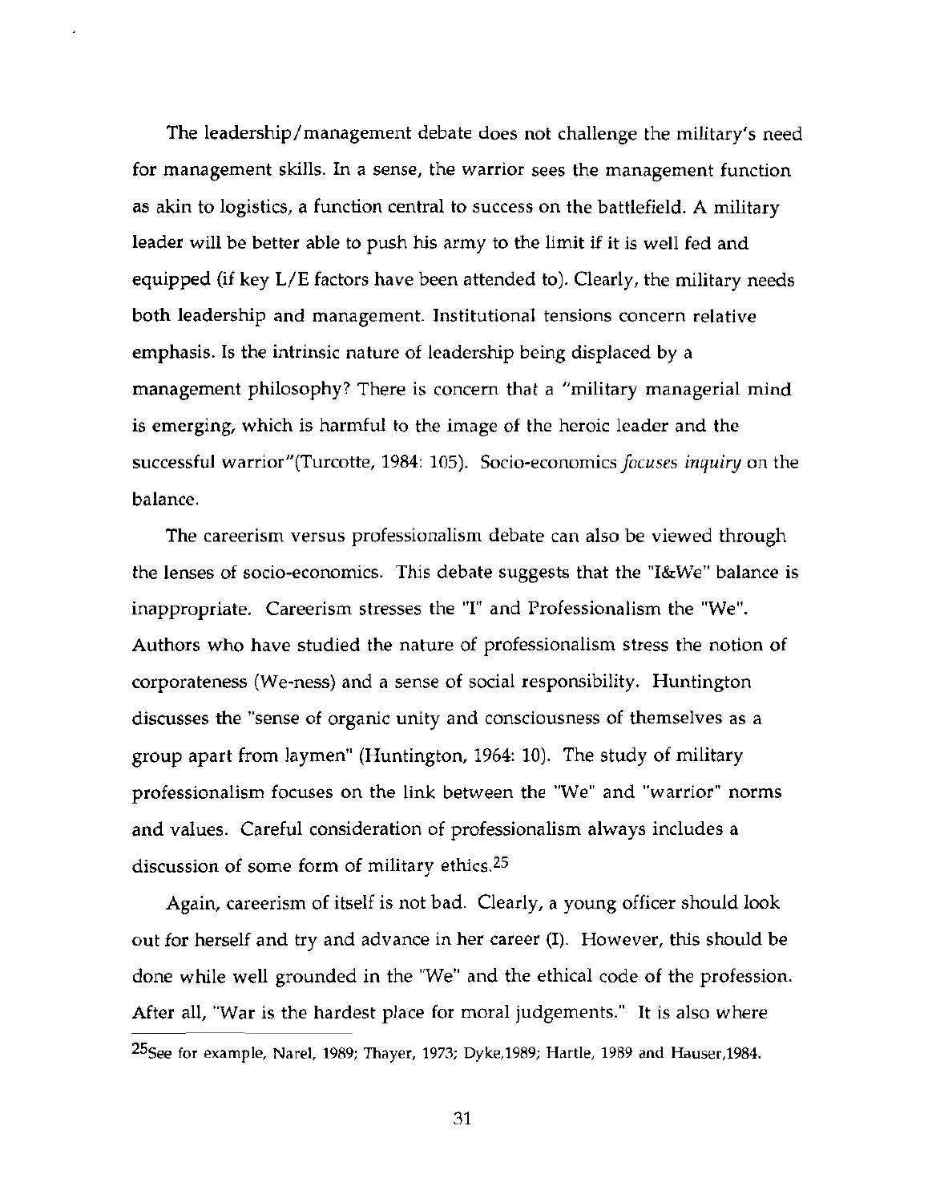The leadership/management debate does not challenge the military's need for management skills. In a sense, the warrior sees the management function as akin to logistics, a function central to success on the battlefield. A military leader will be better able to push his army to the limit if it is well fed and equipped (if key L/E factors have been attended to). Clearly, the military needs both leadership and management. Institutional tensions concern relative emphasis. Is the intrinsic nature of leadership being displaced by a management philosophy? There is concern that a "military managerial mind is emerging, which is harmful to the image of the heroic leader and the successful warrior"(Turcotte, 1984: 105). Socio-economics *focuses inquiry* on the balance.

The careerism versus professionalism debate can also be viewed through the lenses of socio-economics. This debate suggests that the "I&We" balance is inappropriate. Careerism stresses the "I" and Professionalism the "We". Authors who have studied the nature of professionalism stress the notion of corporateness (We-ness) and a sense of social responsibility. Huntington discusses the "sense of organic unity and consciousness of themselves as a group apart from laymen" (Huntington, 1964: 10). The study of military professionalism focuses on the link between the "We" and "warrior" norms and values. Careful consideration of professionalism always includes a discussion of some form of military ethics.[25]

Again, careerism of itself is not bad. Clearly, a young officer should look out for herself and try and advance in her career (I). However, this should be done while well grounded in the "We" and the ethical code of the profession. After all, "War is the hardest place for moral judgements." It is also where

[25] See for example, Narel, 1989; Thayer, 1973; Dyke,1989; Hartle, 1989 and Hauser,1984.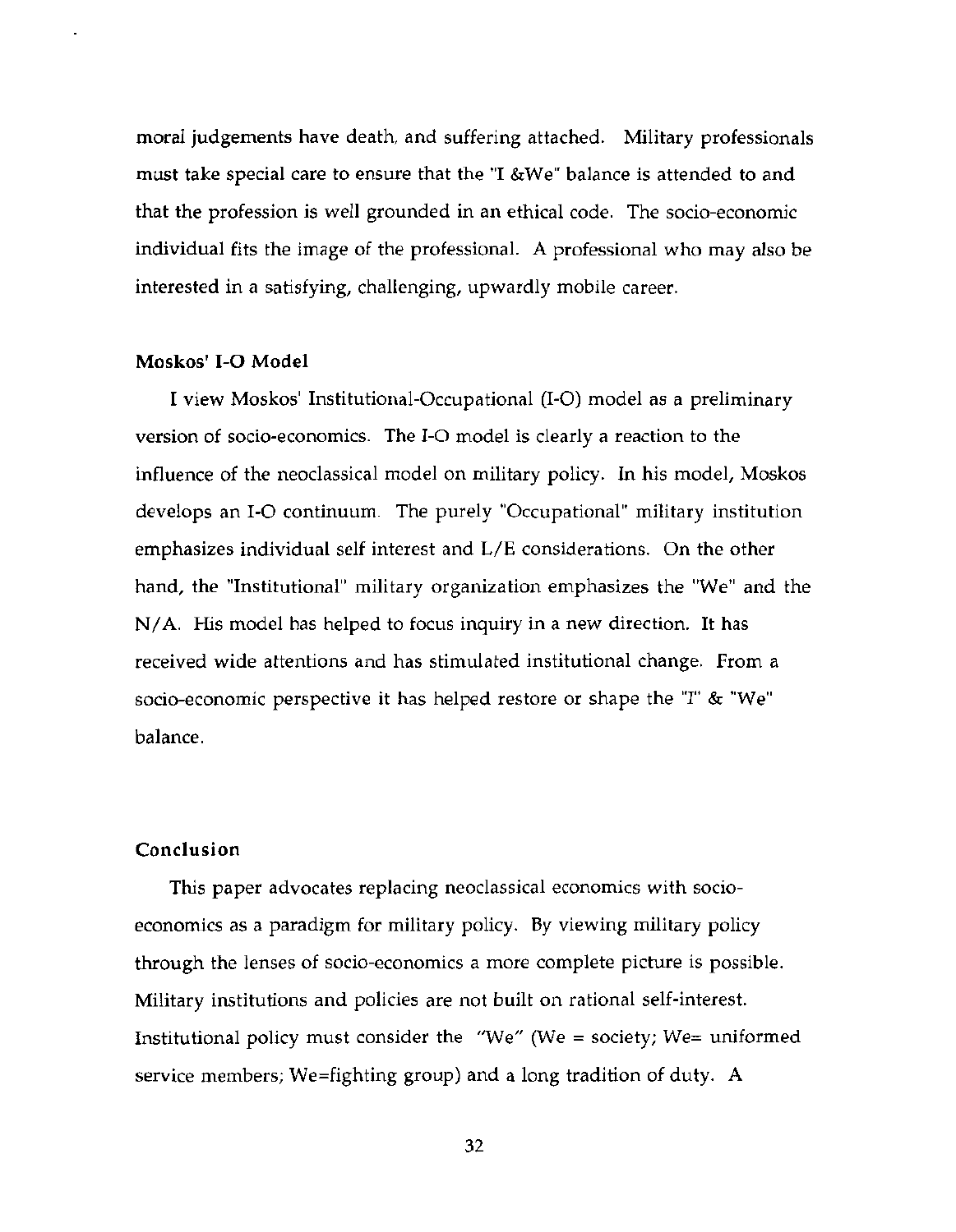moral judgements have death, and suffering attached. Military professionals must take special care to ensure that the "I &We" balance is attended to and that the profession is well grounded in an ethical code. The socio-economic individual fits the image of the professional. A professional who may also be interested in a satisfying, challenging, upwardly mobile career.

### Moskos' I-O Model

I view Moskos' Institutional-Occupational (I-O) model as a preliminary version of socio-economics. The I-O model is clearly a reaction to the influence of the neoclassical model on military policy. In his model, Moskos develops an I-O continuum. The purely "Occupational" military institution emphasizes individual self interest and L/E considerations. On the other hand, the "Institutional" military organization emphasizes the "We" and the N/A. His model has helped to focus inquiry in a new direction. It has received wide attentions and has stimulated institutional change. From a socio-economic perspective it has helped restore or shape the "I" & "We" balance.

### Conclusion

This paper advocates replacing neoclassical economics with socio-economics as a paradigm for military policy. By viewing military policy through the lenses of socio-economics a more complete picture is possible. Military institutions and policies are not built on rational self-interest. Institutional policy must consider the "We" (We = society; We= uniformed service members; We=fighting group) and a long tradition of duty. A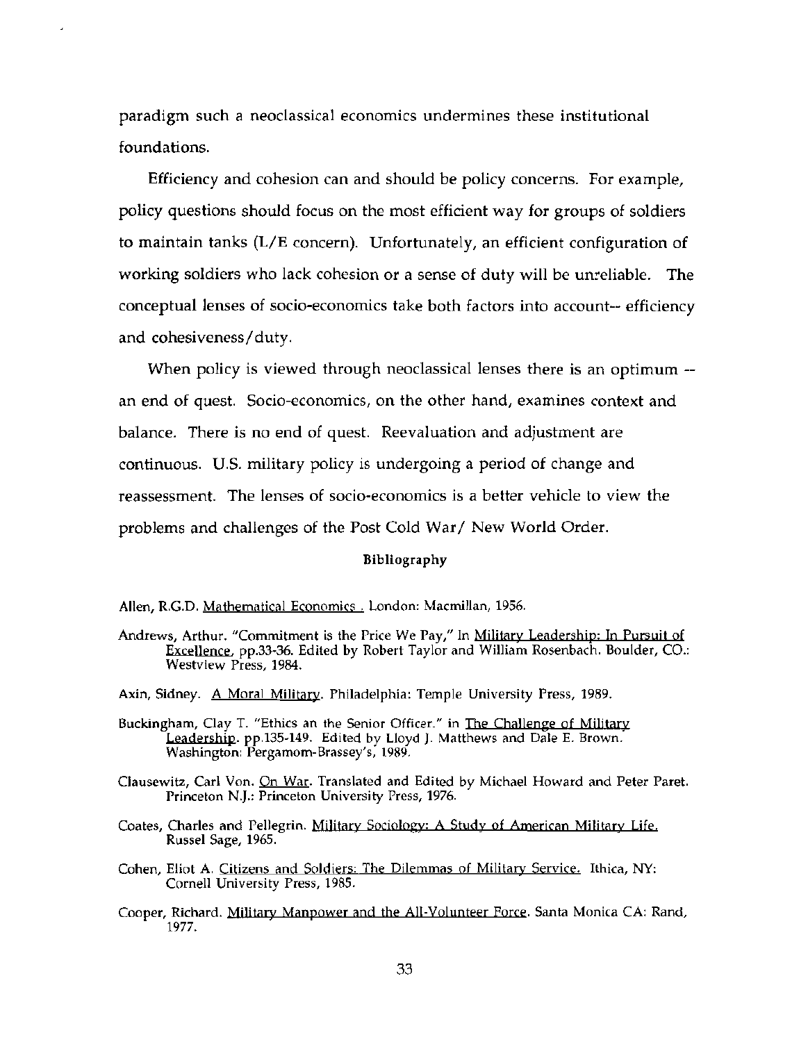paradigm such a neoclassical economics undermines these institutional foundations.

Efficiency and cohesion can and should be policy concerns. For example, policy questions should focus on the most efficient way for groups of soldiers to maintain tanks (L/E concern). Unfortunately, an efficient configuration of working soldiers who lack cohesion or a sense of duty will be unreliable. The conceptual lenses of socio-economics take both factors into account-- efficiency and cohesiveness/duty.

When policy is viewed through neoclassical lenses there is an optimum -- an end of quest. Socio-economics, on the other hand, examines context and balance. There is no end of quest. Reevaluation and adjustment are continuous. U.S. military policy is undergoing a period of change and reassessment. The lenses of socio-economics is a better vehicle to view the problems and challenges of the Post Cold War/ New World Order.

## Bibliography

Allen, R.G.D. Mathematical Economics . London: Macmillan, 1956.

Andrews, Arthur. "Commitment is the Price We Pay," In Military Leadership: In Pursuit of Excellence, pp.33-36. Edited by Robert Taylor and William Rosenbach. Boulder, CO.: Westview Press, 1984.

Axin, Sidney. A Moral Military. Philadelphia: Temple University Press, 1989.

Buckingham, Clay T. "Ethics an the Senior Officer." in The Challenge of Military Leadership. pp.135-149. Edited by Lloyd J. Matthews and Dale E. Brown. Washington: Pergamom-Brassey's, 1989.

Clausewitz, Carl Von. On War. Translated and Edited by Michael Howard and Peter Paret. Princeton N.J.: Princeton University Press, 1976.

Coates, Charles and Pellegrin. Military Sociology: A Study of American Military Life. Russel Sage, 1965.

Cohen, Eliot A. Citizens and Soldiers: The Dilemmas of Military Service. Ithica, NY: Cornell University Press, 1985.

Cooper, Richard. Military Manpower and the All-Volunteer Force. Santa Monica CA: Rand, 1977.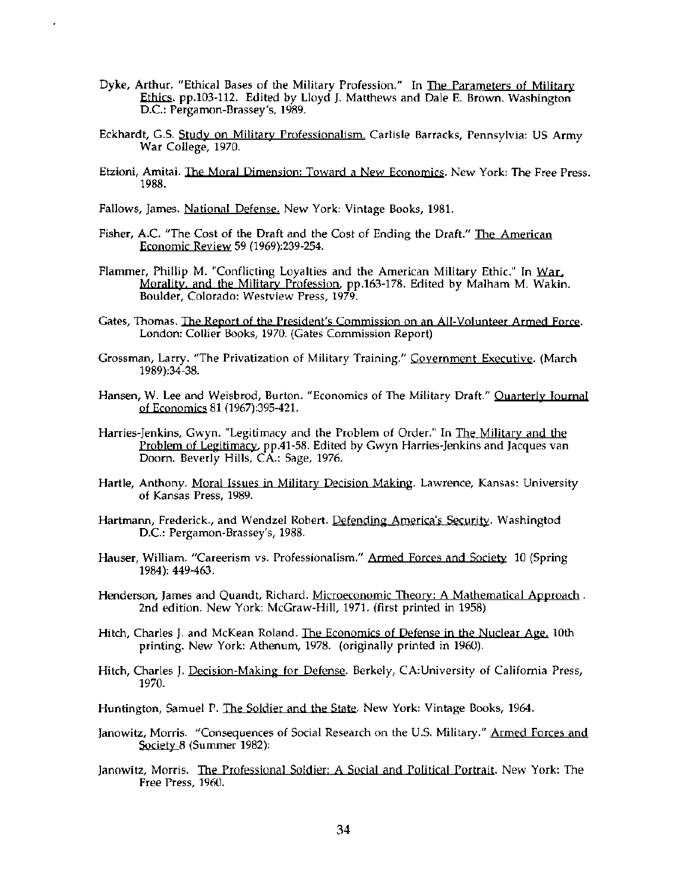Dyke, Arthur. "Ethical Bases of the Military Profession." In The Parameters of Military Ethics. pp.103-112. Edited by Lloyd J. Matthews and Dale E. Brown. Washington D.C.: Pergamon-Brassey's, 1989.

Eckhardt, G.S. Study on Military Professionalism. Carlisle Barracks, Pennsylvia: US Army War College, 1970.

Etzioni, Amitai. The Moral Dimension: Toward a New Economics. New York: The Free Press. 1988.

Fallows, James. National Defense. New York: Vintage Books, 1981.

Fisher, A.C. "The Cost of the Draft and the Cost of Ending the Draft." The American Economic Review 59 (1969):239-254.

Flammer, Phillip M. "Conflicting Loyalties and the American Military Ethic." In War, Morality, and the Military Profession, pp.163-178. Edited by Malham M. Wakin. Boulder, Colorado: Westview Press, 1979.

Gates, Thomas. The Report of the President's Commission on an All-Volunteer Armed Force. London: Collier Books, 1970. (Gates Commission Report)

Grossman, Larry. "The Privatization of Military Training." Government Executive. (March 1989):34-38.

Hansen, W. Lee and Weisbrod, Burton. "Economics of The Military Draft." Quarterly Journal of Economics 81 (1967):395-421.

Harries-Jenkins, Gwyn. "Legitimacy and the Problem of Order." In The Military and the Problem of Legitimacy, pp.41-58. Edited by Gwyn Harries-Jenkins and Jacques van Doorn. Beverly Hills, CA.: Sage, 1976.

Hartle, Anthony. Moral Issues in Military Decision Making. Lawrence, Kansas: University of Kansas Press, 1989.

Hartmann, Frederick., and Wendzel Robert. Defending America's Security. Washingtod D.C.: Pergamon-Brassey's, 1988.

Hauser, William. "Careerism vs. Professionalism." Armed Forces and Society 10 (Spring 1984): 449-463.

Henderson, James and Quandt, Richard. Microeconomic Theory: A Mathematical Approach . 2nd edition. New York: McGraw-Hill, 1971. (first printed in 1958)

Hitch, Charles J. and McKean Roland. The Economics of Defense in the Nuclear Age. 10th printing. New York: Athenum, 1978. (originally printed in 1960).

Hitch, Charles J. Decision-Making for Defense. Berkely, CA:University of California Press, 1970.

Huntington, Samuel P. The Soldier and the State. New York: Vintage Books, 1964.

Janowitz, Morris. "Consequences of Social Research on the U.S. Military." Armed Forces and Society 8 (Summer 1982):

Janowitz, Morris. The Professional Soldier: A Social and Political Portrait. New York: The Free Press, 1960.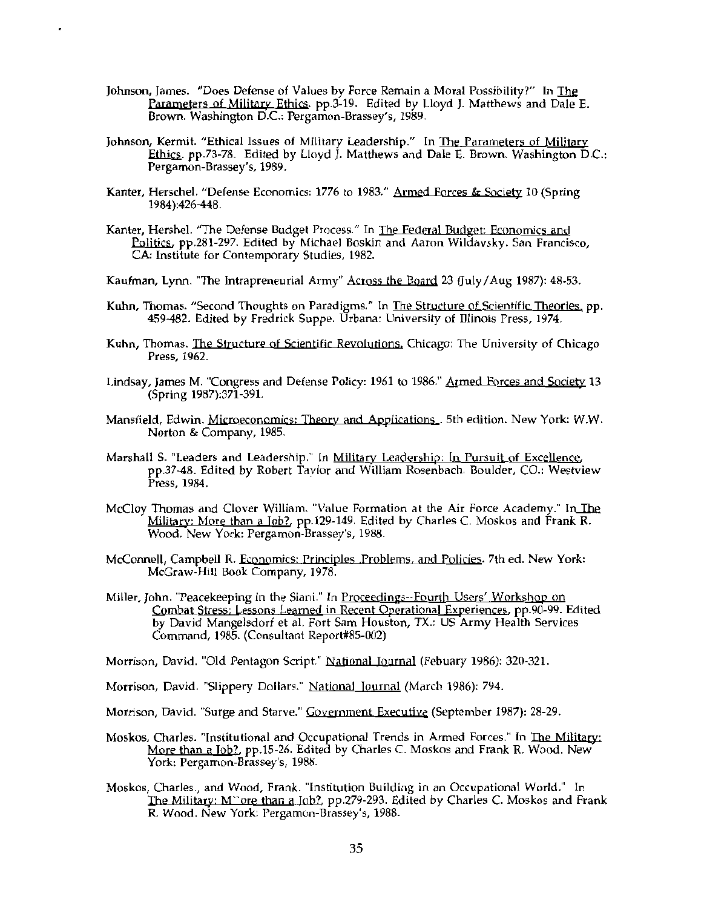Johnson, James. "Does Defense of Values by Force Remain a Moral Possibility?" In The Parameters of Military Ethics. pp.3-19. Edited by Lloyd J. Matthews and Dale E. Brown. Washington D.C.: Pergamon-Brassey's, 1989.

Johnson, Kermit. "Ethical Issues of Military Leadership." In The Parameters of Military Ethics. pp.73-78. Edited by Lloyd J. Matthews and Dale E. Brown. Washington D.C.: Pergamon-Brassey's, 1989.

Kanter, Herschel. "Defense Economics: 1776 to 1983." Armed Forces & Society 10 (Spring 1984):426-448.

Kanter, Hershel. "The Defense Budget Process." In The Federal Budget: Economics and Politics, pp.281-297. Edited by Michael Boskin and Aaron Wildavsky. San Francisco, CA: Institute for Contemporary Studies, 1982.

Kaufman, Lynn. "The Intrapreneurial Army" Across the Board 23 (July/Aug 1987): 48-53.

Kuhn, Thomas. "Second Thoughts on Paradigms." In The Structure of Scientific Theories. pp. 459-482. Edited by Fredrick Suppe. Urbana: University of Illinois Press, 1974.

Kuhn, Thomas. The Structure of Scientific Revolutions. Chicago: The University of Chicago Press, 1962.

Lindsay, James M. "Congress and Defense Policy: 1961 to 1986." Armed Forces and Society 13 (Spring 1987):371-391.

Mansfield, Edwin. Microeconomics: Theory and Applications . 5th edition. New York: W.W. Norton & Company, 1985.

Marshall S. "Leaders and Leadership." In Military Leadership: In Pursuit of Excellence, pp.37-48. Edited by Robert Taylor and William Rosenbach. Boulder, CO.: Westview Press, 1984.

McCloy Thomas and Clover William. "Value Formation at the Air Force Academy." In The Military: More than a Job?, pp.129-149. Edited by Charles C. Moskos and Frank R. Wood. New York: Pergamon-Brassey's, 1988.

McConnell, Campbell R. Economics: Principles ,Problems, and Policies. 7th ed. New York: McGraw-Hill Book Company, 1978.

Miller, John. "Peacekeeping in the Siani." In Proceedings--Fourth Users' Workshop on Combat Stress: Lessons Learned in Recent Operational Experiences, pp.90-99. Edited by David Mangelsdorf et al. Fort Sam Houston, TX.: US Army Health Services Command, 1985. (Consultant Report#85-002)

Morrison, David. "Old Pentagon Script." National Journal (Febuary 1986): 320-321.

Morrison, David. "Slippery Dollars." National Journal (March 1986): 794.

Morrison, David. "Surge and Starve." Government Executive (September 1987): 28-29.

Moskos, Charles. "Institutional and Occupational Trends in Armed Forces." In The Military: More than a Job?, pp.15-26. Edited by Charles C. Moskos and Frank R. Wood. New York: Pergamon-Brassey's, 1988.

Moskos, Charles., and Wood, Frank. "Institution Building in an Occupational World." In The Military: M``ore than a Job?, pp.279-293. Edited by Charles C. Moskos and Frank R. Wood. New York: Pergamon-Brassey's, 1988.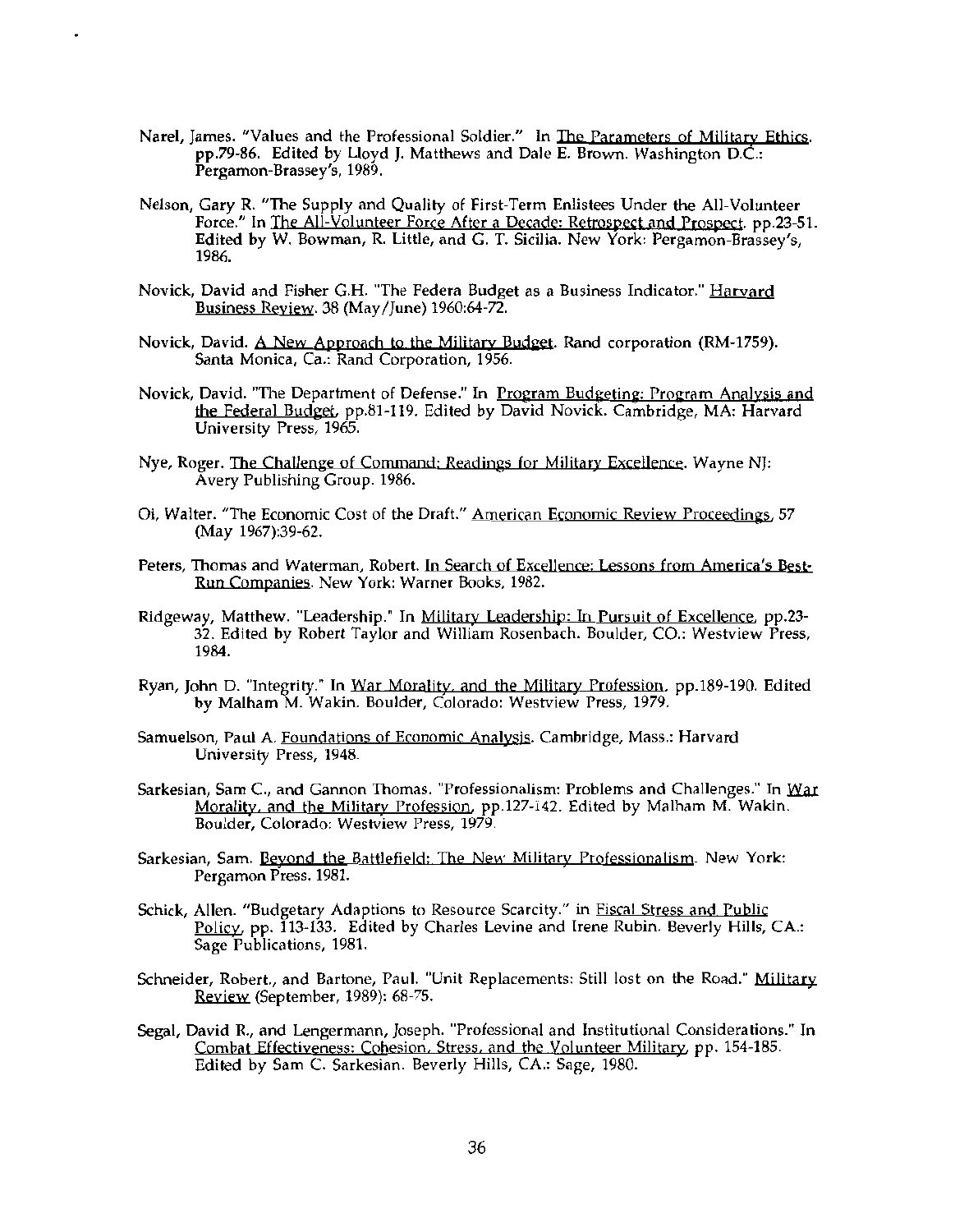Narel, James. "Values and the Professional Soldier." In The Parameters of Military Ethics. pp.79-86. Edited by Lloyd J. Matthews and Dale E. Brown. Washington D.C.: Pergamon-Brassey's, 1989.

Nelson, Gary R. "The Supply and Quality of First-Term Enlistees Under the All-Volunteer Force." In The All-Volunteer Force After a Decade: Retrospect and Prospect. pp.23-51. Edited by W. Bowman, R. Little, and G. T. Sicilia. New York: Pergamon-Brassey's, 1986.

Novick, David and Fisher G.H. "The Federa Budget as a Business Indicator." Harvard Business Review. 38 (May/June) 1960:64-72.

Novick, David. A New Approach to the Military Budget. Rand corporation (RM-1759). Santa Monica, Ca.: Rand Corporation, 1956.

Novick, David. "The Department of Defense." In Program Budgeting: Program Analysis and the Federal Budget, pp.81-119. Edited by David Novick. Cambridge, MA: Harvard University Press, 1965.

Nye, Roger. The Challenge of Command: Readings for Military Excellence. Wayne NJ: Avery Publishing Group. 1986.

Oi, Walter. "The Economic Cost of the Draft." American Economic Review Proceedings, 57 (May 1967):39-62.

Peters, Thomas and Waterman, Robert. In Search of Excellence: Lessons from America's Best-Run Companies. New York: Warner Books, 1982.

Ridgeway, Matthew. "Leadership." In Military Leadership: In Pursuit of Excellence, pp.23-32. Edited by Robert Taylor and William Rosenbach. Boulder, CO.: Westview Press, 1984.

Ryan, John D. "Integrity." In War Morality, and the Military Profession, pp.189-190. Edited by Malham M. Wakin. Boulder, Colorado: Westview Press, 1979.

Samuelson, Paul A. Foundations of Economic Analysis. Cambridge, Mass.: Harvard University Press, 1948.

Sarkesian, Sam C., and Gannon Thomas. "Professionalism: Problems and Challenges." In War Morality, and the Military Profession, pp.127-142. Edited by Malham M. Wakin. Boulder, Colorado: Westview Press, 1979.

Sarkesian, Sam. Beyond the Battlefield: The New Military Professionalism. New York: Pergamon Press. 1981.

Schick, Allen. "Budgetary Adaptions to Resource Scarcity." in Fiscal Stress and Public Policy, pp. 113-133. Edited by Charles Levine and Irene Rubin. Beverly Hills, CA.: Sage Publications, 1981.

Schneider, Robert., and Bartone, Paul. "Unit Replacements: Still lost on the Road." Military Review (September, 1989): 68-75.

Segal, David R., and Lengermann, Joseph. "Professional and Institutional Considerations." In Combat Effectiveness: Cohesion, Stress, and the Volunteer Military, pp. 154-185. Edited by Sam C. Sarkesian. Beverly Hills, CA.: Sage, 1980.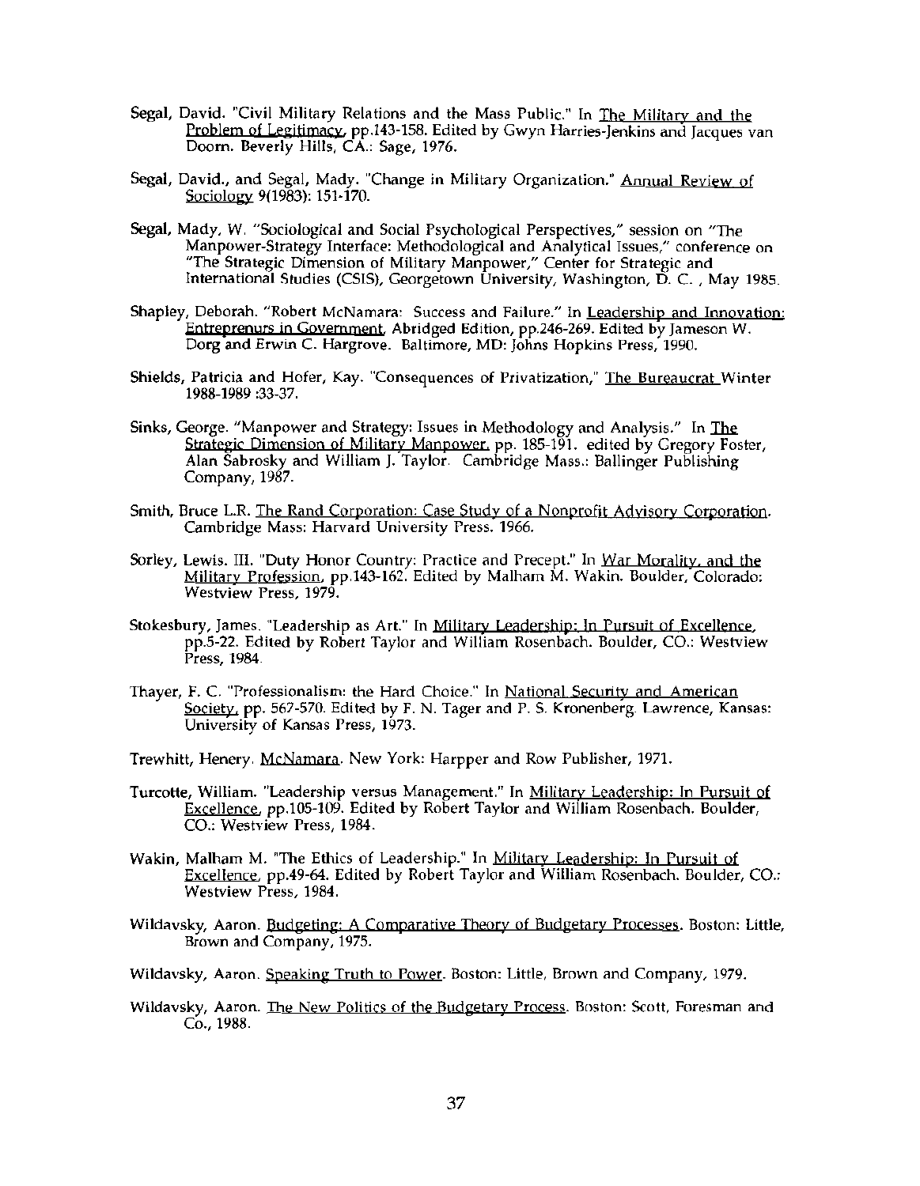Segal, David. "Civil Military Relations and the Mass Public." In The Military and the Problem of Legitimacy, pp.143-158. Edited by Gwyn Harries-Jenkins and Jacques van Doorn. Beverly Hills, CA.: Sage, 1976.

Segal, David., and Segal, Mady. "Change in Military Organization." Annual Review of Sociology 9(1983): 151-170.

Segal, Mady, W. "Sociological and Social Psychological Perspectives," session on "The Manpower-Strategy Interface: Methodological and Analytical Issues," conference on "The Strategic Dimension of Military Manpower," Center for Strategic and International Studies (CSIS), Georgetown University, Washington, D. C. , May 1985.

Shapley, Deborah. "Robert McNamara: Success and Failure." In Leadership and Innovation: Entreprenurs in Government, Abridged Edition, pp.246-269. Edited by Jameson W. Dorg and Erwin C. Hargrove. Baltimore, MD: Johns Hopkins Press, 1990.

Shields, Patricia and Hofer, Kay. "Consequences of Privatization," The Bureaucrat Winter 1988-1989 :33-37.

Sinks, George. "Manpower and Strategy: Issues in Methodology and Analysis." In The Strategic Dimension of Military Manpower, pp. 185-191. edited by Gregory Foster, Alan Sabrosky and William J. Taylor. Cambridge Mass.: Ballinger Publishing Company, 1987.

Smith, Bruce L.R. The Rand Corporation: Case Study of a Nonprofit Advisory Corporation. Cambridge Mass: Harvard University Press. 1966.

Sorley, Lewis. III. "Duty Honor Country: Practice and Precept." In War Morality, and the Military Profession, pp.143-162. Edited by Malham M. Wakin. Boulder, Colorado: Westview Press, 1979.

Stokesbury, James. "Leadership as Art." In Military Leadership: In Pursuit of Excellence, pp.5-22. Edited by Robert Taylor and William Rosenbach. Boulder, CO.: Westview Press, 1984.

Thayer, F. C. "Professionalism: the Hard Choice." In National Security and American Society, pp. 567-570. Edited by F. N. Tager and P. S. Kronenberg. Lawrence, Kansas: University of Kansas Press, 1973.

Trewhitt, Henery. McNamara. New York: Harpper and Row Publisher, 1971.

Turcotte, William. "Leadership versus Management." In Military Leadership: In Pursuit of Excellence, pp.105-109. Edited by Robert Taylor and William Rosenbach. Boulder, CO.: Westview Press, 1984.

Wakin, Malham M. "The Ethics of Leadership." In Military Leadership: In Pursuit of Excellence, pp.49-64. Edited by Robert Taylor and William Rosenbach. Boulder, CO.: Westview Press, 1984.

Wildavsky, Aaron. Budgeting: A Comparative Theory of Budgetary Processes. Boston: Little, Brown and Company, 1975.

Wildavsky, Aaron. Speaking Truth to Power. Boston: Little, Brown and Company, 1979.

Wildavsky, Aaron. The New Politics of the Budgetary Process. Boston: Scott, Foresman and Co., 1988.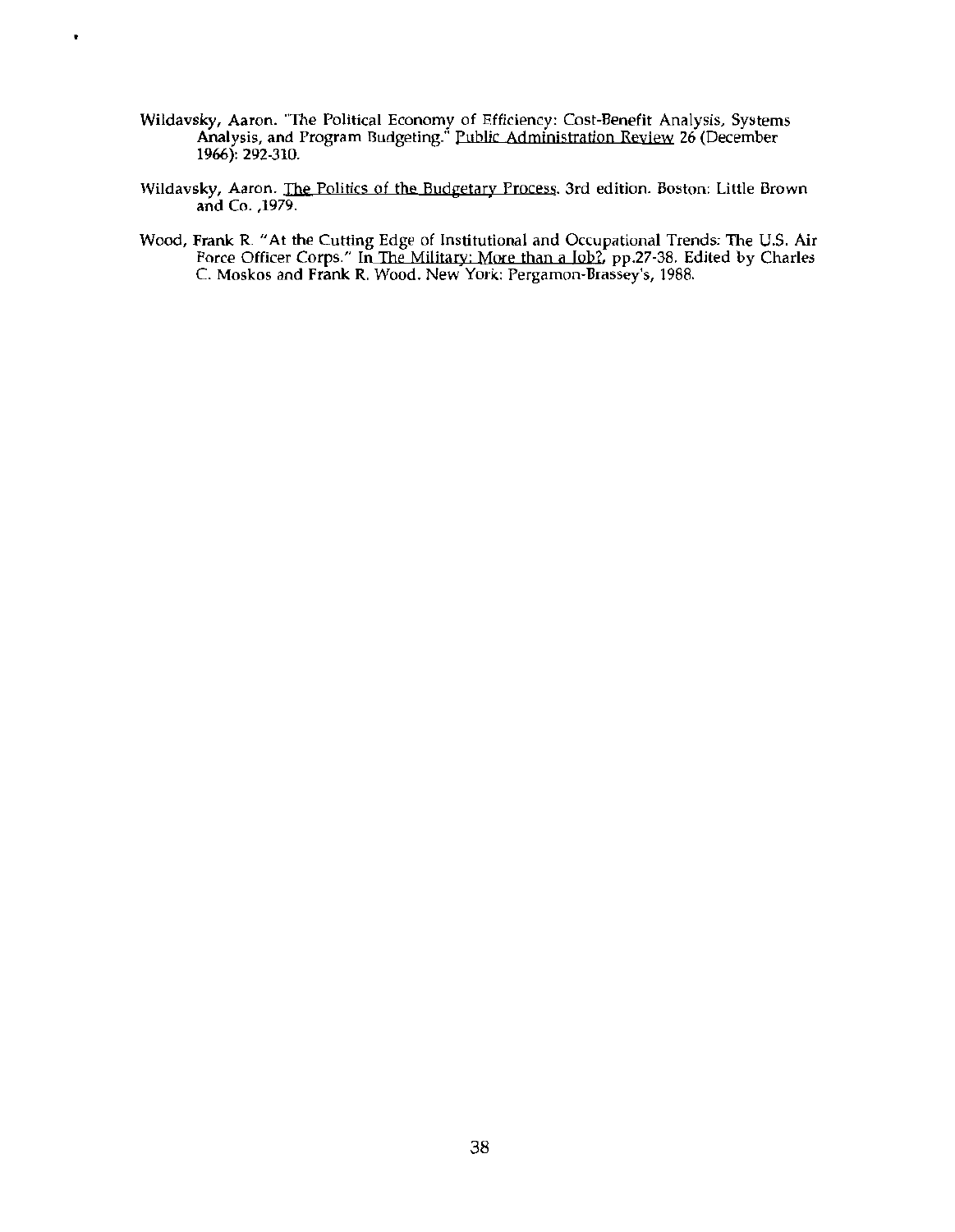Wildavsky, Aaron. "The Political Economy of Efficiency: Cost-Benefit Analysis, Systems Analysis, and Program Budgeting." Public Administration Review 26 (December 1966): 292-310.

Wildavsky, Aaron. The Politics of the Budgetary Process. 3rd edition. Boston: Little Brown and Co. ,1979.

Wood, Frank R. "At the Cutting Edge of Institutional and Occupational Trends: The U.S. Air Force Officer Corps." In The Military: More than a Job?, pp.27-38. Edited by Charles C. Moskos and Frank R. Wood. New York: Pergamon-Brassey's, 1988.